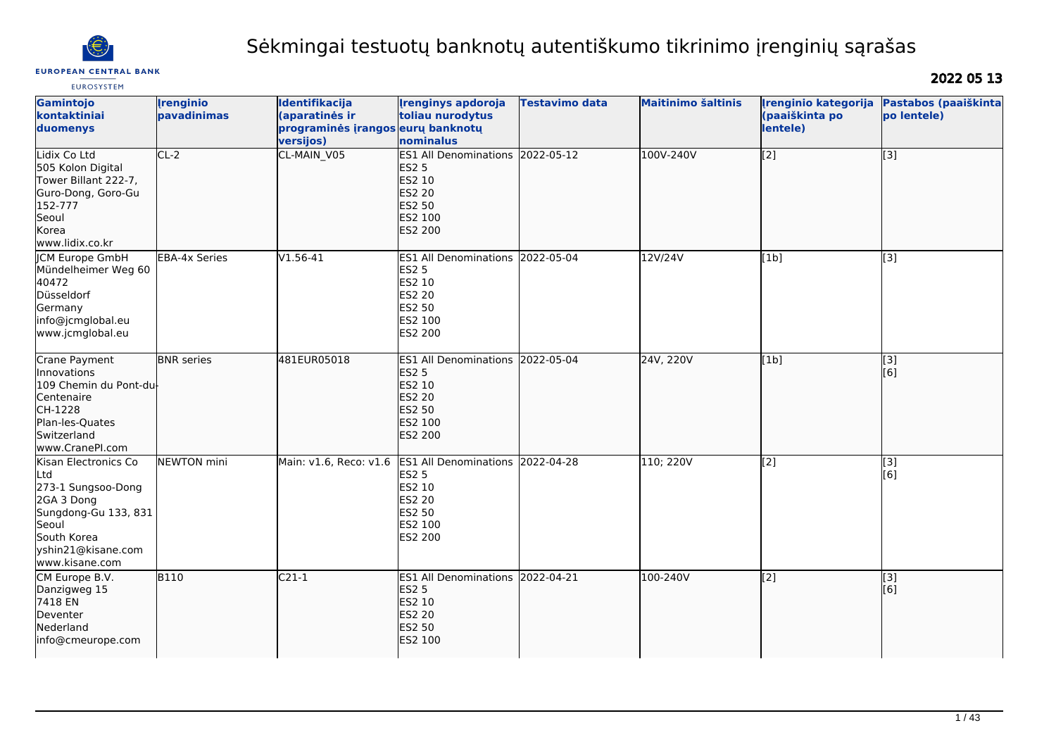# Sėkmingai testuotų banknotų autentiškumo tikrinimo įrenginių sąrašas

**2022 05 13**

| Gamintojo kontaktiniai duomenys | Įrenginio pavadinimas | Identifikacija (aparatinės ir programinės įrangos versijos) | Įrenginys apdoroja toliau nurodytus eurų banknotų nominalus | Testavimo data | Maitinimo šaltinis | Įrenginio kategorija (paaiškinta po lentele) | Pastabos (paaiškinta po lentele) |
|---|---|---|---|---|---|---|---|
| Lidix Co Ltd<br>505 Kolon Digital Tower Billant 222-7, Guro-Dong, Goro-Gu<br>152-777<br>Seoul<br>Korea<br>www.lidix.co.kr | CL-2 | CL-MAIN_V05 | ES1 All Denominations<br>ES2 5<br>ES2 10<br>ES2 20<br>ES2 50<br>ES2 100<br>ES2 200 | 2022-05-12 | 100V-240V | [2] | [3] |
| JCM Europe GmbH<br>Mündelheimer Weg 60<br>40472<br>Düsseldorf<br>Germany<br>info@jcmglobal.eu<br>www.jcmglobal.eu | EBA-4x Series | V1.56-41 | ES1 All Denominations<br>ES2 5<br>ES2 10<br>ES2 20<br>ES2 50<br>ES2 100<br>ES2 200 | 2022-05-04 | 12V/24V | [1b] | [3] |
| Crane Payment Innovations<br>109 Chemin du Pont-du-Centenaire<br>CH-1228<br>Plan-les-Quates<br>Switzerland<br>www.CranePI.com | BNR series | 481EUR05018 | ES1 All Denominations<br>ES2 5<br>ES2 10<br>ES2 20<br>ES2 50<br>ES2 100<br>ES2 200 | 2022-05-04 | 24V, 220V | [1b] | [3]<br>[6] |
| Kisan Electronics Co Ltd<br>273-1 Sungsoo-Dong 2GA 3 Dong<br>Sungdong-Gu 133, 831<br>Seoul<br>South Korea<br>yshin21@kisane.com<br>www.kisane.com | NEWTON mini | Main: v1.6, Reco: v1.6 | ES1 All Denominations<br>ES2 5<br>ES2 10<br>ES2 20<br>ES2 50<br>ES2 100<br>ES2 200 | 2022-04-28 | 110; 220V | [2] | [3]<br>[6] |
| CM Europe B.V.<br>Danzigweg 15<br>7418 EN<br>Deventer<br>Nederland<br>info@cmeurope.com | B110 | C21-1 | ES1 All Denominations<br>ES2 5<br>ES2 10<br>ES2 20<br>ES2 50<br>ES2 100 | 2022-04-21 | 100-240V | [2] | [3]<br>[6] |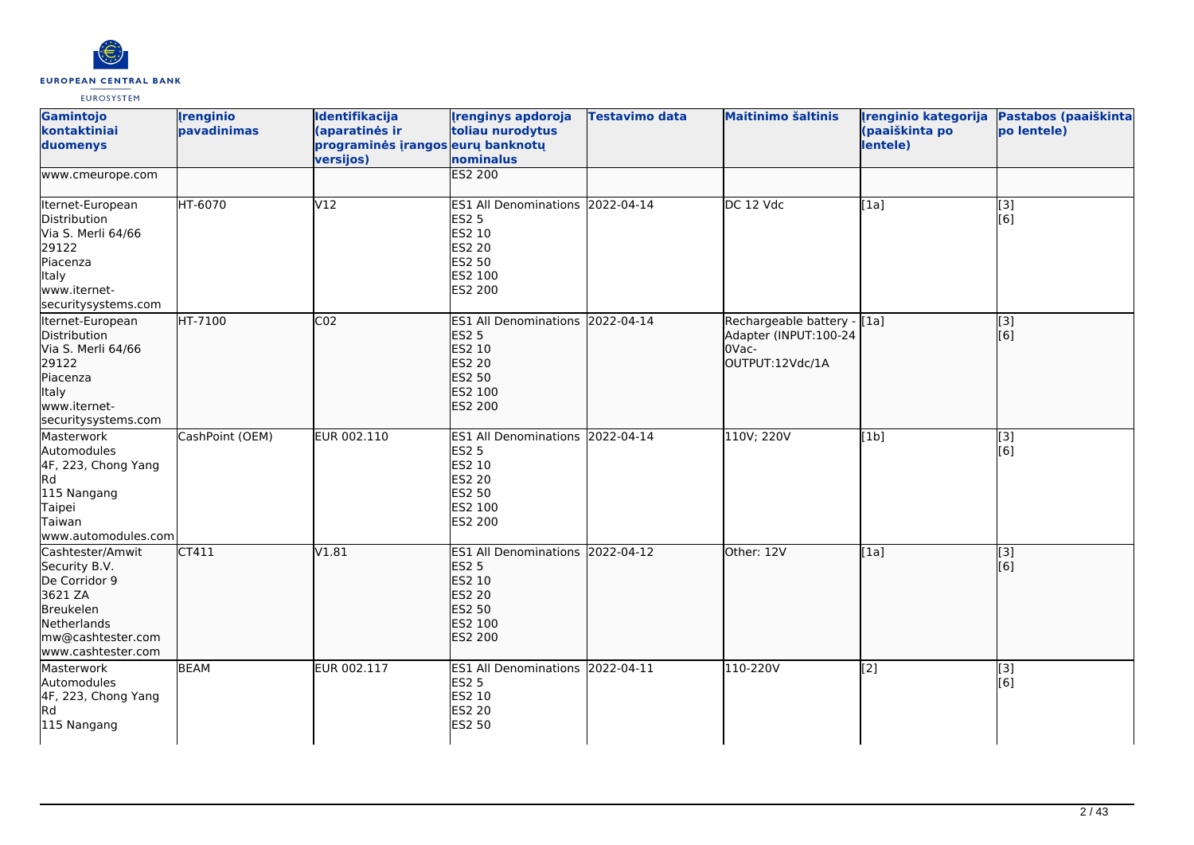| Gamintojo kontaktiniai duomenys | Įrenginio pavadinimas | Identifikacija (aparatinės ir programinės įrangos versijos) | Įrenginys apdoroja toliau nurodytus eurų banknotų nominalus | Testavimo data | Maitinimo šaltinis | Įrenginio kategorija (paaiškinta po lentele) | Pastabos (paaiškinta po lentele) |
|---|---|---|---|---|---|---|---|
| www.cmeurope.com | | | ES2 200 | | | | |
| Iternet-European Distribution<br>Via S. Merli 64/66<br>29122<br>Piacenza<br>Italy<br>www.iternet-securitysystems.com | HT-6070 | V12 | ES1 All Denominations<br>ES2 5<br>ES2 10<br>ES2 20<br>ES2 50<br>ES2 100<br>ES2 200 | 2022-04-14 | DC 12 Vdc | [1a] | [3]<br>[6] |
| Iternet-European Distribution<br>Via S. Merli 64/66<br>29122<br>Piacenza<br>Italy<br>www.iternet-securitysystems.com | HT-7100 | C02 | ES1 All Denominations<br>ES2 5<br>ES2 10<br>ES2 20<br>ES2 50<br>ES2 100<br>ES2 200 | 2022-04-14 | Rechargeable battery - Adapter (INPUT:100-240Vac-OUTPUT:12Vdc/1A | [1a] | [3]<br>[6] |
| Masterwork Automodules<br>4F, 223, Chong Yang Rd<br>115 Nangang<br>Taipei<br>Taiwan<br>www.automodules.com | CashPoint (OEM) | EUR 002.110 | ES1 All Denominations<br>ES2 5<br>ES2 10<br>ES2 20<br>ES2 50<br>ES2 100<br>ES2 200 | 2022-04-14 | 110V; 220V | [1b] | [3]<br>[6] |
| Cashtester/Amwit Security B.V.<br>De Corridor 9<br>3621 ZA<br>Breukelen<br>Netherlands<br>mw@cashtester.com<br>www.cashtester.com | CT411 | V1.81 | ES1 All Denominations<br>ES2 5<br>ES2 10<br>ES2 20<br>ES2 50<br>ES2 100<br>ES2 200 | 2022-04-12 | Other: 12V | [1a] | [3]<br>[6] |
| Masterwork Automodules<br>4F, 223, Chong Yang Rd<br>115 Nangang | BEAM | EUR 002.117 | ES1 All Denominations<br>ES2 5<br>ES2 10<br>ES2 20<br>ES2 50 | 2022-04-11 | 110-220V | [2] | [3]<br>[6] |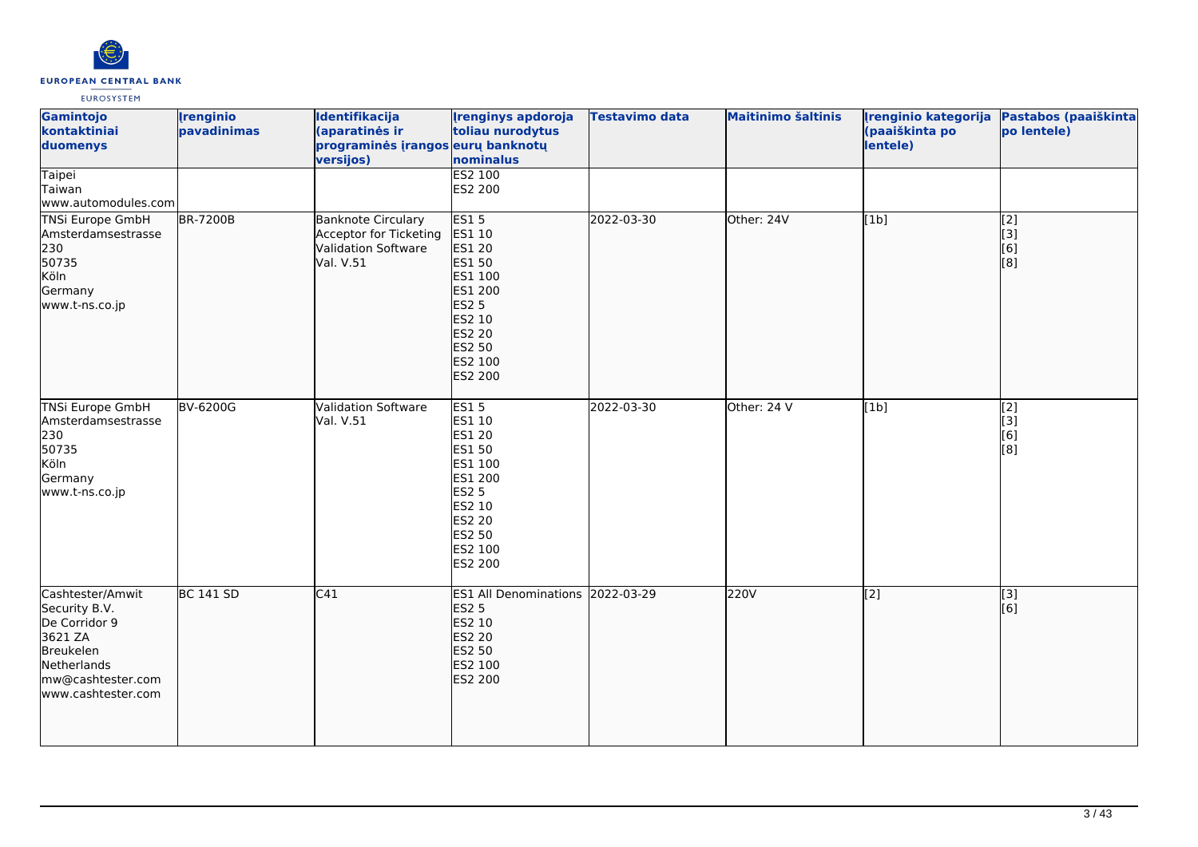| Gamintojo kontaktiniai duomenys | Įrenginio pavadinimas | Identifikacija (aparatinės ir programinės įrangos versijos) | Įrenginys apdoroja toliau nurodytus eurų banknotų nominalus | Testavimo data | Maitinimo šaltinis | Įrenginio kategorija (paaiškinta po lentele) | Pastabos (paaiškinta po lentele) |
|---|---|---|---|---|---|---|---|
| Taipei<br>Taiwan<br>www.automodules.com | | | ES2 100<br>ES2 200 | | | | |
| TNSi Europe GmbH<br>Amsterdamsestrasse 230<br>50735<br>Köln<br>Germany<br>www.t-ns.co.jp | BR-7200B | Banknote Circulary Acceptor for Ticketing Validation Software Val. V.51 | ES1 5<br>ES1 10<br>ES1 20<br>ES1 50<br>ES1 100<br>ES1 200<br>ES2 5<br>ES2 10<br>ES2 20<br>ES2 50<br>ES2 100<br>ES2 200 | 2022-03-30 | Other: 24V | [1b] | [2]<br>[3]<br>[6]<br>[8] |
| TNSi Europe GmbH<br>Amsterdamsestrasse 230<br>50735<br>Köln<br>Germany<br>www.t-ns.co.jp | BV-6200G | Validation Software Val. V.51 | ES1 5<br>ES1 10<br>ES1 20<br>ES1 50<br>ES1 100<br>ES1 200<br>ES2 5<br>ES2 10<br>ES2 20<br>ES2 50<br>ES2 100<br>ES2 200 | 2022-03-30 | Other: 24 V | [1b] | [2]<br>[3]<br>[6]<br>[8] |
| Cashtester/Amwit Security B.V.<br>De Corridor 9<br>3621 ZA<br>Breukelen<br>Netherlands<br>mw@cashtester.com<br>www.cashtester.com | BC 141 SD | C41 | ES1 All Denominations<br>ES2 5<br>ES2 10<br>ES2 20<br>ES2 50<br>ES2 100<br>ES2 200 | 2022-03-29 | 220V | [2] | [3]<br>[6] |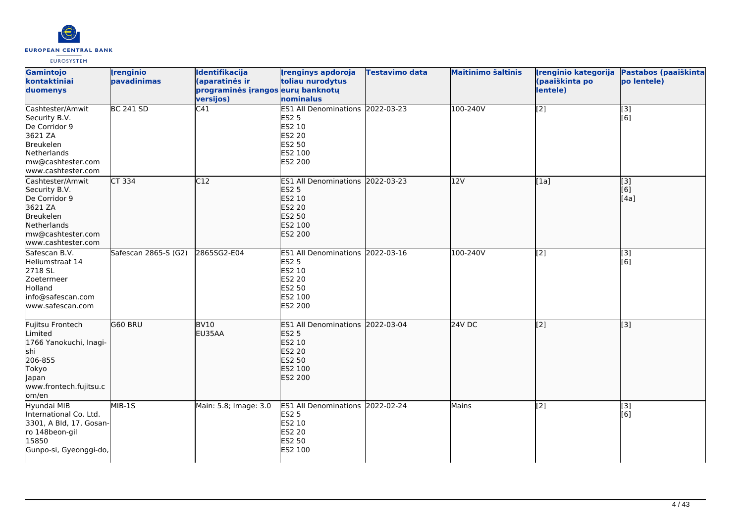| Gamintojo kontaktiniai duomenys | Įrenginio pavadinimas | Identifikacija (aparatinės ir programinės įrangos versijos) | Įrenginys apdoroja toliau nurodytus eurų banknotų nominalus | Testavimo data | Maitinimo šaltinis | Įrenginio kategorija (paaiškinta po lentele) | Pastabos (paaiškinta po lentele) |
|---|---|---|---|---|---|---|---|
| Cashtester/Amwit Security B.V.<br>De Corridor 9<br>3621 ZA<br>Breukelen<br>Netherlands<br>mw@cashtester.com<br>www.cashtester.com | BC 241 SD | C41 | ES1 All Denominations<br>ES2 5<br>ES2 10<br>ES2 20<br>ES2 50<br>ES2 100<br>ES2 200 | 2022-03-23 | 100-240V | [2] | [3]<br>[6] |
| Cashtester/Amwit Security B.V.<br>De Corridor 9<br>3621 ZA<br>Breukelen<br>Netherlands<br>mw@cashtester.com<br>www.cashtester.com | CT 334 | C12 | ES1 All Denominations<br>ES2 5<br>ES2 10<br>ES2 20<br>ES2 50<br>ES2 100<br>ES2 200 | 2022-03-23 | 12V | [1a] | [3]<br>[6]<br>[4a] |
| Safescan B.V.<br>Heliumstraat 14<br>2718 SL<br>Zoetermeer<br>Holland<br>info@safescan.com<br>www.safescan.com | Safescan 2865-S (G2) | 2865SG2-E04 | ES1 All Denominations<br>ES2 5<br>ES2 10<br>ES2 20<br>ES2 50<br>ES2 100<br>ES2 200 | 2022-03-16 | 100-240V | [2] | [3]<br>[6] |
| Fujitsu Frontech Limited<br>1766 Yanokuchi, Inagi-shi<br>206-855<br>Tokyo<br>Japan<br>www.frontech.fujitsu.com/en | G60 BRU | BV10<br>EU35AA | ES1 All Denominations<br>ES2 5<br>ES2 10<br>ES2 20<br>ES2 50<br>ES2 100<br>ES2 200 | 2022-03-04 | 24V DC | [2] | [3] |
| Hyundai MIB International Co. Ltd.<br>3301, A Bld, 17, Gosan-ro 148beon-gil<br>15850<br>Gunpo-si, Gyeonggi-do, | MIB-1S | Main: 5.8; Image: 3.0 | ES1 All Denominations<br>ES2 5<br>ES2 10<br>ES2 20<br>ES2 50<br>ES2 100 | 2022-02-24 | Mains | [2] | [3]<br>[6] |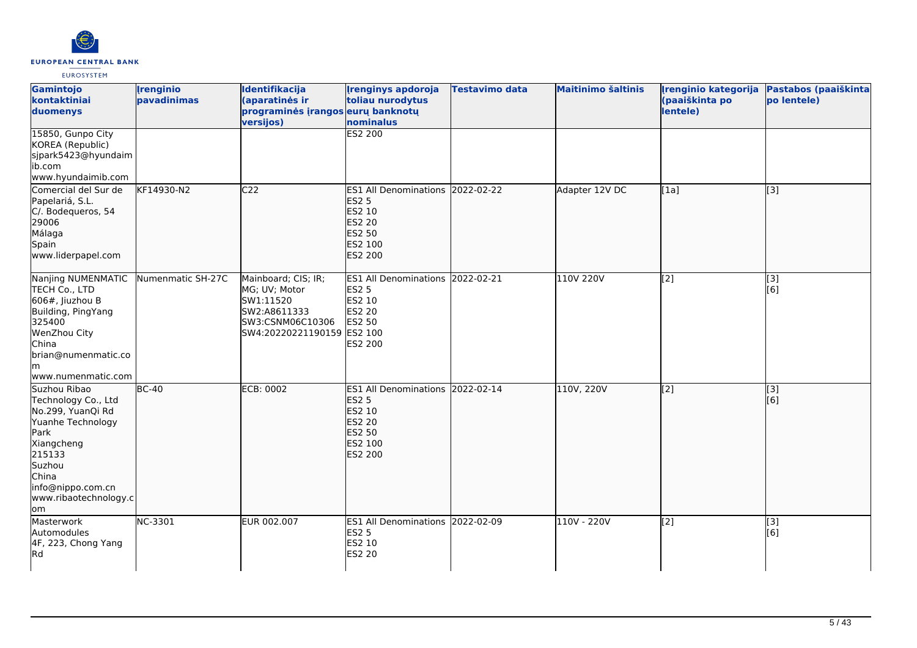| Gamintojo kontaktiniai duomenys | Įrenginio pavadinimas | Identifikacija (aparatinės ir programinės įrangos versijos) | Įrenginys apdoroja toliau nurodytus eurų banknotų nominalus | Testavimo data | Maitinimo šaltinis | Įrenginio kategorija (paaiškinta po lentele) | Pastabos (paaiškinta po lentele) |
|---|---|---|---|---|---|---|---|
| 15850, Gunpo City<br>KOREA (Republic)<br>sjpark5423@hyundaimib.com<br>www.hyundaimib.com | | | ES2 200 | | | | |
| Comercial del Sur de Papelariá, S.L.<br>C/. Bodequeros, 54<br>29006<br>Málaga<br>Spain<br>www.liderpapel.com | KF14930-N2 | C22 | ES1 All Denominations<br>ES2 5<br>ES2 10<br>ES2 20<br>ES2 50<br>ES2 100<br>ES2 200 | 2022-02-22 | Adapter 12V DC | [1a] | [3] |
| Nanjing NUMENMATIC TECH Co., LTD<br>606#, Jiuzhou B Building, PingYang<br>325400<br>WenZhou City<br>China<br>brian@numenmatic.com<br>www.numenmatic.com | Numenmatic SH-27C | Mainboard; CIS; IR; MG; UV; Motor<br>SW1:11520<br>SW2:A8611333<br>SW3:CSNM06C10306<br>SW4:20220221190159 | ES1 All Denominations<br>ES2 5<br>ES2 10<br>ES2 20<br>ES2 50<br>ES2 100<br>ES2 200 | 2022-02-21 | 110V 220V | [2] | [3]<br>[6] |
| Suzhou Ribao Technology Co., Ltd<br>No.299, YuanQi Rd<br>Yuanhe Technology Park<br>Xiangcheng<br>215133<br>Suzhou<br>China<br>info@nippo.com.cn<br>www.ribaotechnology.com | BC-40 | ECB: 0002 | ES1 All Denominations<br>ES2 5<br>ES2 10<br>ES2 20<br>ES2 50<br>ES2 100<br>ES2 200 | 2022-02-14 | 110V, 220V | [2] | [3]<br>[6] |
| Masterwork Automodules<br>4F, 223, Chong Yang Rd | NC-3301 | EUR 002.007 | ES1 All Denominations<br>ES2 5<br>ES2 10<br>ES2 20 | 2022-02-09 | 110V - 220V | [2] | [3]<br>[6] |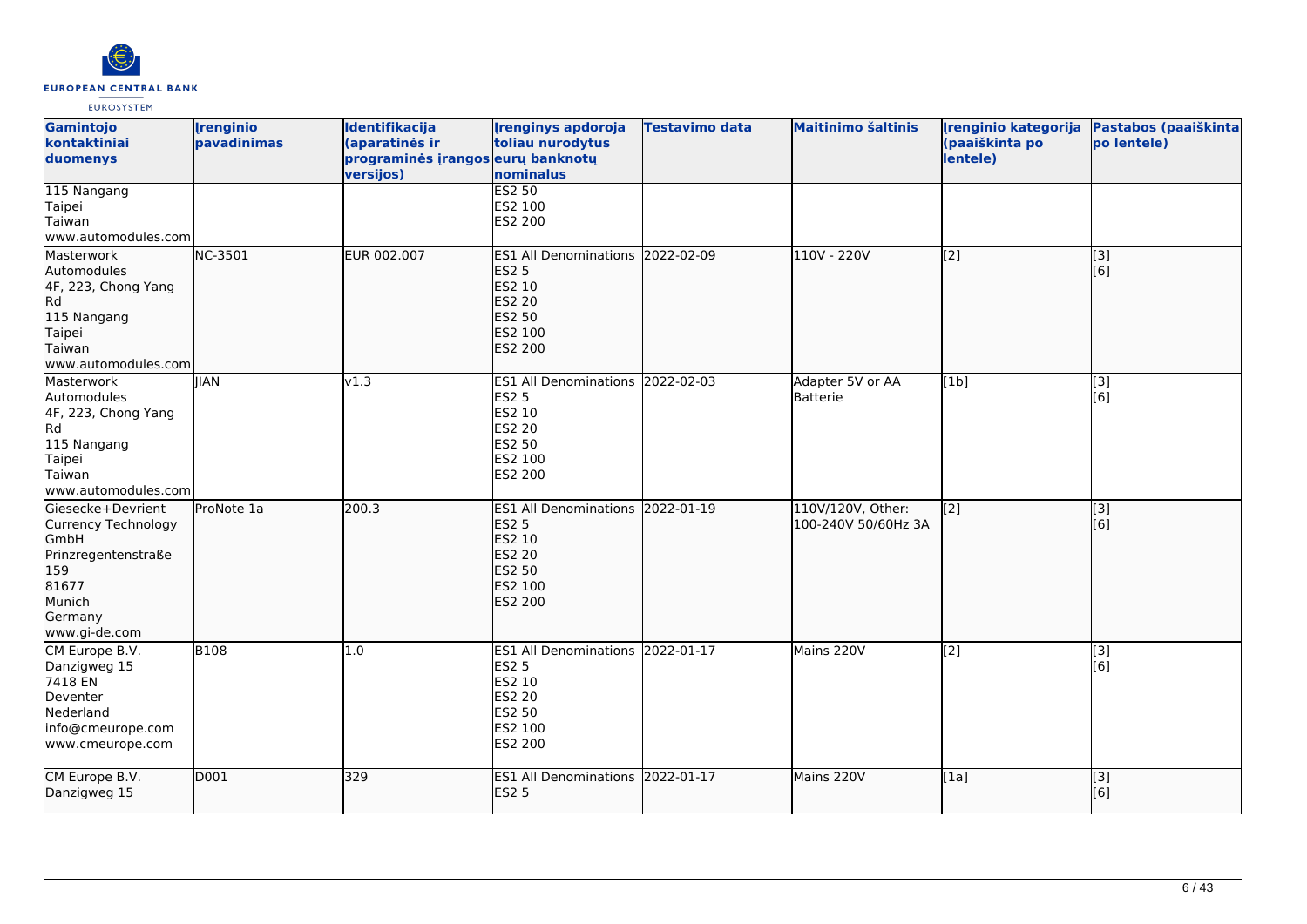| Gamintojo kontaktiniai duomenys | Įrenginio pavadinimas | Identifikacija (aparatinės ir programinės įrangos versijos) | Įrenginys apdoroja toliau nurodytus eurų banknotų nominalus | Testavimo data | Maitinimo šaltinis | Įrenginio kategorija (paaiškinta po lentele) | Pastabos (paaiškinta po lentele) |
|---|---|---|---|---|---|---|---|
| 115 Nangang<br>Taipei<br>Taiwan<br>www.automodules.com | | | ES2 50<br>ES2 100<br>ES2 200 | | | | |
| Masterwork Automodules<br>4F, 223, Chong Yang Rd<br>115 Nangang<br>Taipei<br>Taiwan<br>www.automodules.com | NC-3501 | EUR 002.007 | ES1 All Denominations<br>ES2 5<br>ES2 10<br>ES2 20<br>ES2 50<br>ES2 100<br>ES2 200 | 2022-02-09 | 110V - 220V | [2] | [3]<br>[6] |
| Masterwork Automodules<br>4F, 223, Chong Yang Rd<br>115 Nangang<br>Taipei<br>Taiwan<br>www.automodules.com | JIAN | v1.3 | ES1 All Denominations<br>ES2 5<br>ES2 10<br>ES2 20<br>ES2 50<br>ES2 100<br>ES2 200 | 2022-02-03 | Adapter 5V or AA Batterie | [1b] | [3]<br>[6] |
| Giesecke+Devrient Currency Technology GmbH<br>Prinzregentenstraße 159<br>81677<br>Munich<br>Germany<br>www.gi-de.com | ProNote 1a | 200.3 | ES1 All Denominations<br>ES2 5<br>ES2 10<br>ES2 20<br>ES2 50<br>ES2 100<br>ES2 200 | 2022-01-19 | 110V/120V, Other: 100-240V 50/60Hz 3A | [2] | [3]<br>[6] |
| CM Europe B.V.<br>Danzigweg 15<br>7418 EN<br>Deventer<br>Nederland<br>info@cmeurope.com<br>www.cmeurope.com | B108 | 1.0 | ES1 All Denominations<br>ES2 5<br>ES2 10<br>ES2 20<br>ES2 50<br>ES2 100<br>ES2 200 | 2022-01-17 | Mains 220V | [2] | [3]<br>[6] |
| CM Europe B.V.<br>Danzigweg 15 | D001 | 329 | ES1 All Denominations<br>ES2 5 | 2022-01-17 | Mains 220V | [1a] | [3]<br>[6] |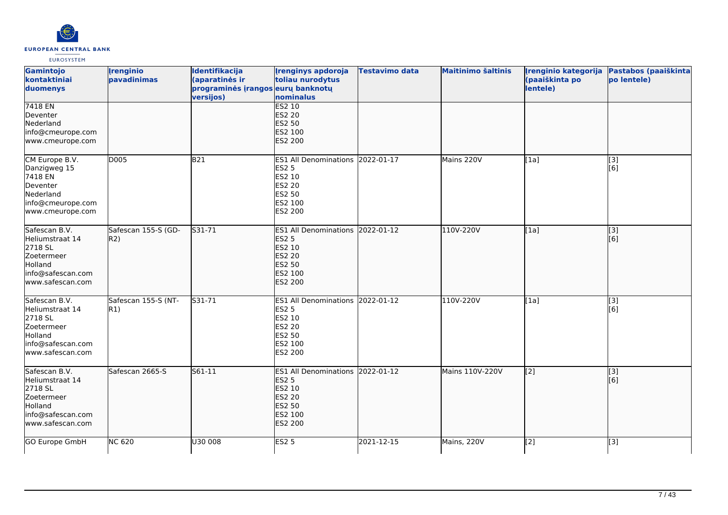| Gamintojo kontaktiniai duomenys | Įrenginio pavadinimas | Identifikacija (aparatinės ir programinės įrangos versijos) | Įrenginys apdoroja toliau nurodytus eurų banknotų nominalus | Testavimo data | Maitinimo šaltinis | Įrenginio kategorija (paaiškinta po lentele) | Pastabos (paaiškinta po lentele) |
|---|---|---|---|---|---|---|---|
| 7418 EN<br>Deventer<br>Nederland<br>info@cmeurope.com<br>www.cmeurope.com | | | ES2 10<br>ES2 20<br>ES2 50<br>ES2 100<br>ES2 200 | | | | |
| CM Europe B.V.<br>Danzigweg 15<br>7418 EN<br>Deventer<br>Nederland<br>info@cmeurope.com<br>www.cmeurope.com | D005 | B21 | ES1 All Denominations<br>ES2 5<br>ES2 10<br>ES2 20<br>ES2 50<br>ES2 100<br>ES2 200 | 2022-01-17 | Mains 220V | [1a] | [3]<br>[6] |
| Safescan B.V.<br>Heliumstraat 14<br>2718 SL<br>Zoetermeer<br>Holland<br>info@safescan.com<br>www.safescan.com | Safescan 155-S (GD-R2) | S31-71 | ES1 All Denominations<br>ES2 5<br>ES2 10<br>ES2 20<br>ES2 50<br>ES2 100<br>ES2 200 | 2022-01-12 | 110V-220V | [1a] | [3]<br>[6] |
| Safescan B.V.<br>Heliumstraat 14<br>2718 SL<br>Zoetermeer<br>Holland<br>info@safescan.com<br>www.safescan.com | Safescan 155-S (NT-R1) | S31-71 | ES1 All Denominations<br>ES2 5<br>ES2 10<br>ES2 20<br>ES2 50<br>ES2 100<br>ES2 200 | 2022-01-12 | 110V-220V | [1a] | [3]<br>[6] |
| Safescan B.V.<br>Heliumstraat 14<br>2718 SL<br>Zoetermeer<br>Holland<br>info@safescan.com<br>www.safescan.com | Safescan 2665-S | S61-11 | ES1 All Denominations<br>ES2 5<br>ES2 10<br>ES2 20<br>ES2 50<br>ES2 100<br>ES2 200 | 2022-01-12 | Mains 110V-220V | [2] | [3]<br>[6] |
| GO Europe GmbH | NC 620 | U30 008 | ES2 5 | 2021-12-15 | Mains, 220V | [2] | [3] |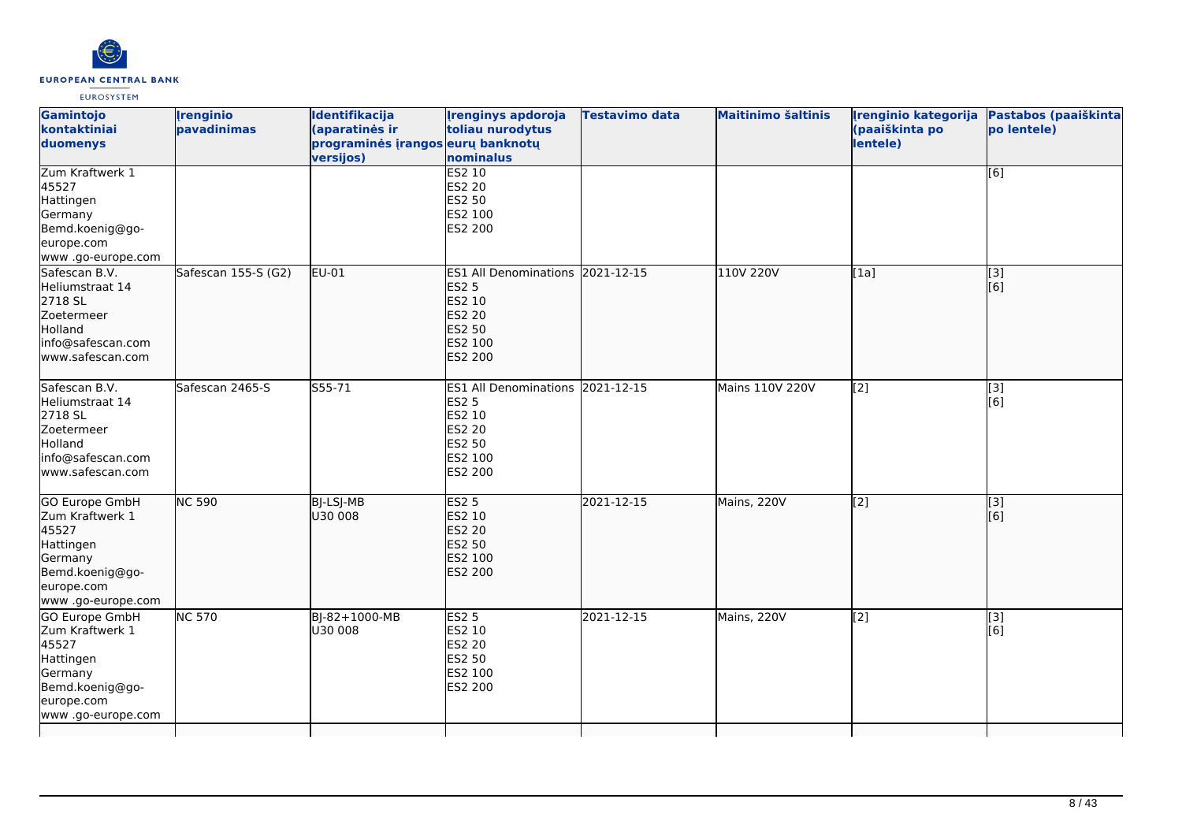| Gamintojo kontaktiniai duomenys | Įrenginio pavadinimas | Identifikacija (aparatinės ir programinės įrangos versijos) | Įrenginys apdoroja toliau nurodytus eurų banknotų nominalus | Testavimo data | Maitinimo šaltinis | Įrenginio kategorija (paaiškinta po lentele) | Pastabos (paaiškinta po lentele) |
|---|---|---|---|---|---|---|---|
| Zum Kraftwerk 1<br>45527<br>Hattingen<br>Germany<br>Bemd.koenig@go-europe.com<br>www .go-europe.com | | | ES2 10<br>ES2 20<br>ES2 50<br>ES2 100<br>ES2 200 | | | | [6] |
| Safescan B.V.<br>Heliumstraat 14<br>2718 SL<br>Zoetermeer<br>Holland<br>info@safescan.com<br>www.safescan.com | Safescan 155-S (G2) | EU-01 | ES1 All Denominations<br>ES2 5<br>ES2 10<br>ES2 20<br>ES2 50<br>ES2 100<br>ES2 200 | 2021-12-15 | 110V 220V | [1a] | [3]<br>[6] |
| Safescan B.V.<br>Heliumstraat 14<br>2718 SL<br>Zoetermeer<br>Holland<br>info@safescan.com<br>www.safescan.com | Safescan 2465-S | S55-71 | ES1 All Denominations<br>ES2 5<br>ES2 10<br>ES2 20<br>ES2 50<br>ES2 100<br>ES2 200 | 2021-12-15 | Mains 110V 220V | [2] | [3]<br>[6] |
| GO Europe GmbH<br>Zum Kraftwerk 1<br>45527<br>Hattingen<br>Germany<br>Bemd.koenig@go-europe.com<br>www .go-europe.com | NC 590 | BJ-LSJ-MB<br>U30 008 | ES2 5<br>ES2 10<br>ES2 20<br>ES2 50<br>ES2 100<br>ES2 200 | 2021-12-15 | Mains, 220V | [2] | [3]<br>[6] |
| GO Europe GmbH<br>Zum Kraftwerk 1<br>45527<br>Hattingen<br>Germany<br>Bemd.koenig@go-europe.com<br>www .go-europe.com | NC 570 | BJ-82+1000-MB<br>U30 008 | ES2 5<br>ES2 10<br>ES2 20<br>ES2 50<br>ES2 100<br>ES2 200 | 2021-12-15 | Mains, 220V | [2] | [3]<br>[6] |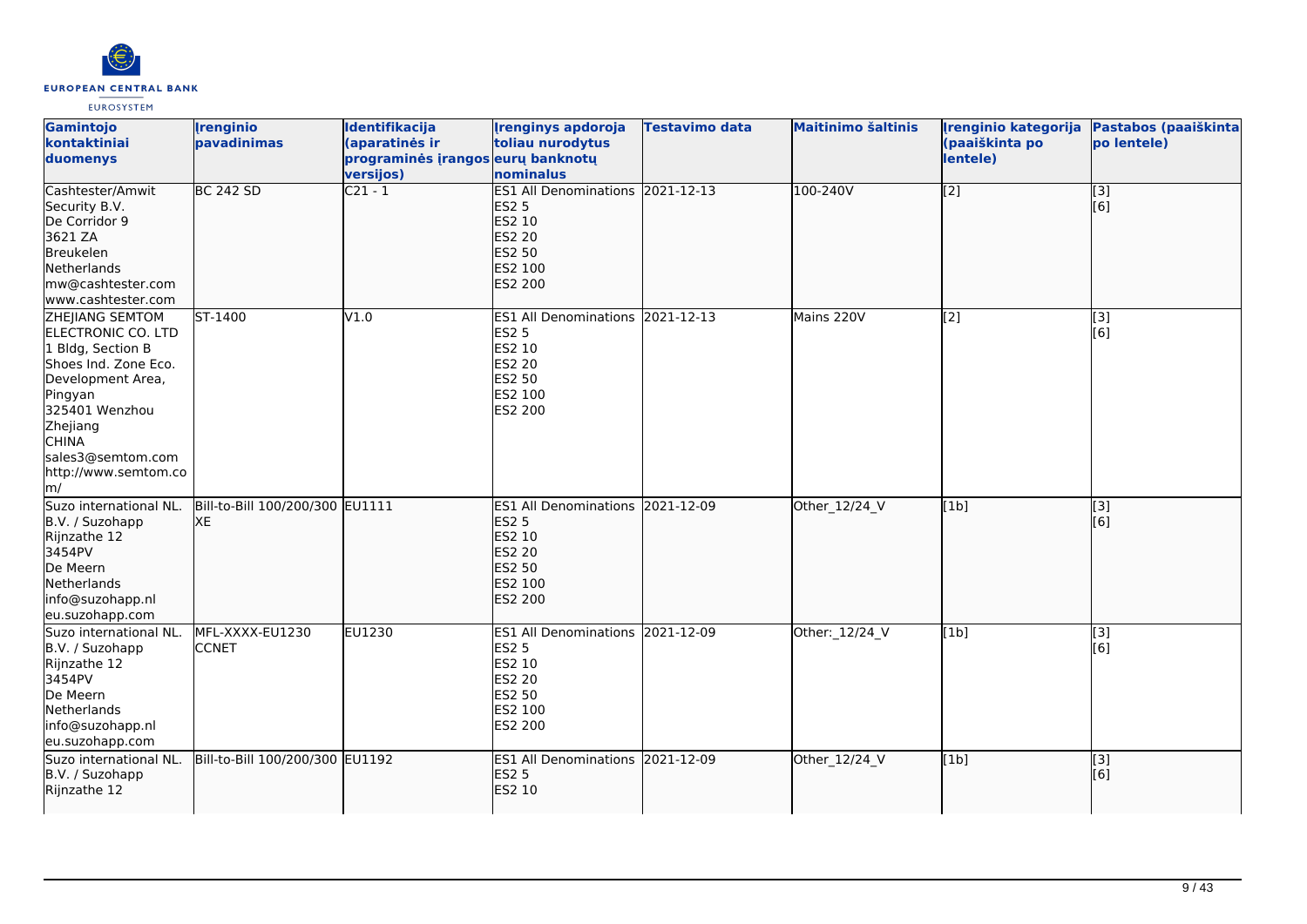| Gamintojo kontaktiniai duomenys | Įrenginio pavadinimas | Identifikacija (aparatinės ir programinės įrangos versijos) | Įrenginys apdoroja toliau nurodytus eurų banknotų nominalus | Testavimo data | Maitinimo šaltinis | Įrenginio kategorija (paaiškinta po lentele) | Pastabos (paaiškinta po lentele) |
|---|---|---|---|---|---|---|---|
| Cashtester/Amwit Security B.V.<br>De Corridor 9<br>3621 ZA<br>Breukelen<br>Netherlands<br>mw@cashtester.com<br>www.cashtester.com | BC 242 SD | C21 - 1 | ES1 All Denominations<br>ES2 5<br>ES2 10<br>ES2 20<br>ES2 50<br>ES2 100<br>ES2 200 | 2021-12-13 | 100-240V | [2] | [3]<br>[6] |
| ZHEJIANG SEMTOM ELECTRONIC CO. LTD<br>1 Bldg, Section B<br>Shoes Ind. Zone Eco. Development Area, Pingyan<br>325401 Wenzhou<br>Zhejiang<br>CHINA<br>sales3@semtom.com<br>http://www.semtom.com/ | ST-1400 | V1.0 | ES1 All Denominations<br>ES2 5<br>ES2 10<br>ES2 20<br>ES2 50<br>ES2 100<br>ES2 200 | 2021-12-13 | Mains 220V | [2] | [3]<br>[6] |
| Suzo international NL. B.V. / Suzohapp<br>Rijnzathe 12<br>3454PV<br>De Meern<br>Netherlands<br>info@suzohapp.nl<br>eu.suzohapp.com | Bill-to-Bill 100/200/300 XE | EU1111 | ES1 All Denominations<br>ES2 5<br>ES2 10<br>ES2 20<br>ES2 50<br>ES2 100<br>ES2 200 | 2021-12-09 | Other_12/24_V | [1b] | [3]<br>[6] |
| Suzo international NL. B.V. / Suzohapp<br>Rijnzathe 12<br>3454PV<br>De Meern<br>Netherlands<br>info@suzohapp.nl<br>eu.suzohapp.com | MFL-XXXX-EU1230 CCNET | EU1230 | ES1 All Denominations<br>ES2 5<br>ES2 10<br>ES2 20<br>ES2 50<br>ES2 100<br>ES2 200 | 2021-12-09 | Other:_12/24_V | [1b] | [3]<br>[6] |
| Suzo international NL. B.V. / Suzohapp<br>Rijnzathe 12 | Bill-to-Bill 100/200/300 | EU1192 | ES1 All Denominations<br>ES2 5<br>ES2 10 | 2021-12-09 | Other_12/24_V | [1b] | [3]<br>[6] |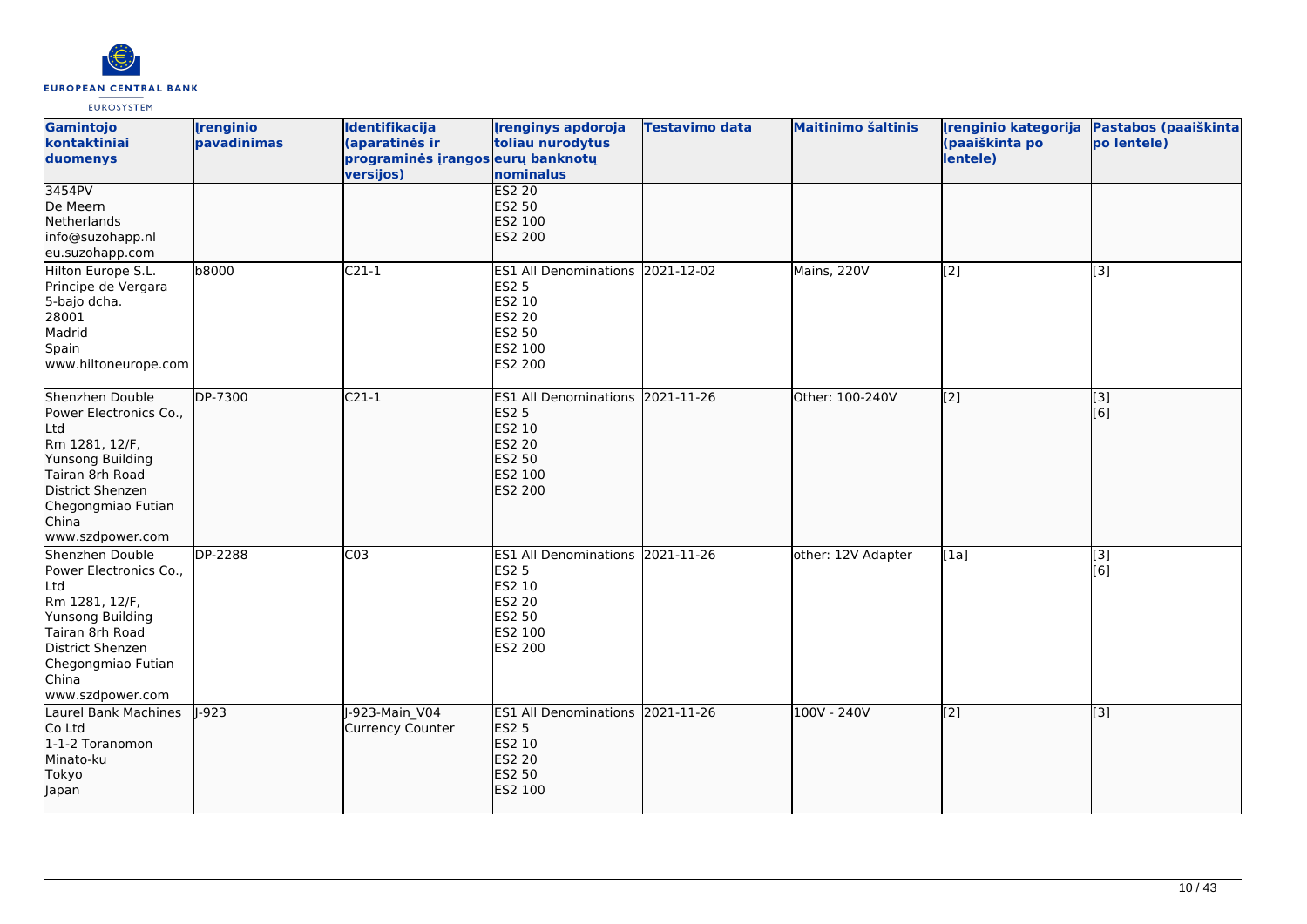| Gamintojo kontaktiniai duomenys | Įrenginio pavadinimas | Identifikacija (aparatinės ir programinės įrangos versijos) | Įrenginys apdoroja toliau nurodytus eurų banknotų nominalus | Testavimo data | Maitinimo šaltinis | Įrenginio kategorija (paaiškinta po lentele) | Pastabos (paaiškinta po lentele) |
|---|---|---|---|---|---|---|---|
| 3454PV<br>De Meern<br>Netherlands<br>info@suzohapp.nl<br>eu.suzohapp.com | | | ES2 20<br>ES2 50<br>ES2 100<br>ES2 200 | | | | |
| Hilton Europe S.L.<br>Principe de Vergara<br>5-bajo dcha.<br>28001<br>Madrid<br>Spain<br>www.hiltoneurope.com | b8000 | C21-1 | ES1 All Denominations<br>ES2 5<br>ES2 10<br>ES2 20<br>ES2 50<br>ES2 100<br>ES2 200 | 2021-12-02 | Mains, 220V | [2] | [3] |
| Shenzhen Double Power Electronics Co., Ltd<br>Rm 1281, 12/F,<br>Yunsong Building<br>Tairan 8rh Road<br>District Shenzen<br>Chegongmiao Futian<br>China<br>www.szdpower.com | DP-7300 | C21-1 | ES1 All Denominations<br>ES2 5<br>ES2 10<br>ES2 20<br>ES2 50<br>ES2 100<br>ES2 200 | 2021-11-26 | Other: 100-240V | [2] | [3]<br>[6] |
| Shenzhen Double Power Electronics Co., Ltd<br>Rm 1281, 12/F,<br>Yunsong Building<br>Tairan 8rh Road<br>District Shenzen<br>Chegongmiao Futian<br>China<br>www.szdpower.com | DP-2288 | C03 | ES1 All Denominations<br>ES2 5<br>ES2 10<br>ES2 20<br>ES2 50<br>ES2 100<br>ES2 200 | 2021-11-26 | other: 12V Adapter | [1a] | [3]<br>[6] |
| Laurel Bank Machines Co Ltd<br>1-1-2 Toranomon<br>Minato-ku<br>Tokyo<br>Japan | J-923 | J-923-Main_V04<br>Currency Counter | ES1 All Denominations<br>ES2 5<br>ES2 10<br>ES2 20<br>ES2 50<br>ES2 100 | 2021-11-26 | 100V - 240V | [2] | [3] |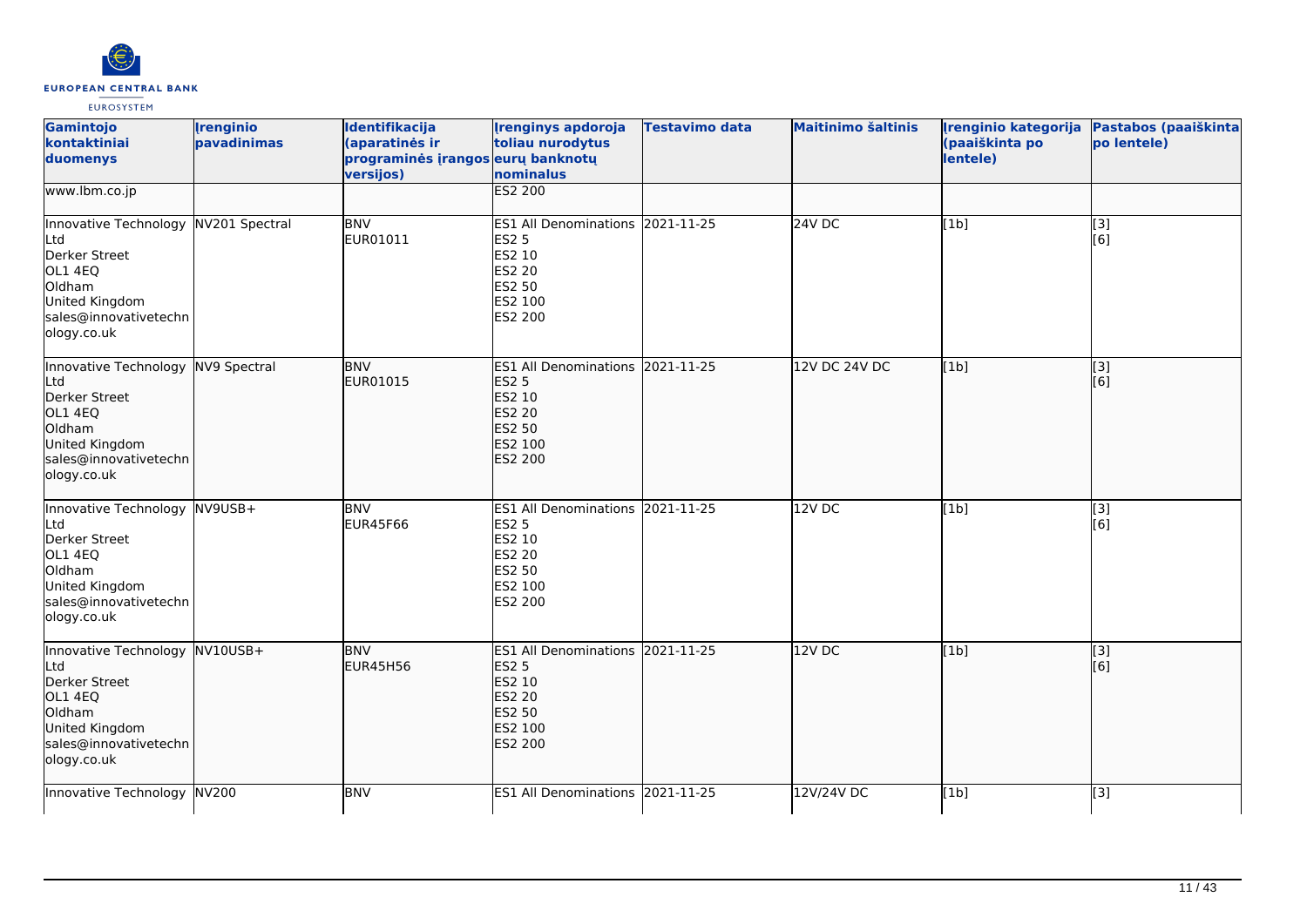| Gamintojo kontaktiniai duomenys | Įrenginio pavadinimas | Identifikacija (aparatinės ir programinės įrangos versijos) | Įrenginys apdoroja toliau nurodytus eurų banknotų nominalus | Testavimo data | Maitinimo šaltinis | Įrenginio kategorija (paaiškinta po lentele) | Pastabos (paaiškinta po lentele) |
|---|---|---|---|---|---|---|---|
| www.lbm.co.jp | | | ES2 200 | | | | |
| Innovative Technology Ltd<br>Derker Street<br>OL1 4EQ<br>Oldham<br>United Kingdom<br>sales@innovativetechnology.co.uk | NV201 Spectral | BNV<br>EUR01011 | ES1 All Denominations<br>ES2 5<br>ES2 10<br>ES2 20<br>ES2 50<br>ES2 100<br>ES2 200 | 2021-11-25 | 24V DC | [1b] | [3]<br>[6] |
| Innovative Technology Ltd<br>Derker Street<br>OL1 4EQ<br>Oldham<br>United Kingdom<br>sales@innovativetechnology.co.uk | NV9 Spectral | BNV<br>EUR01015 | ES1 All Denominations<br>ES2 5<br>ES2 10<br>ES2 20<br>ES2 50<br>ES2 100<br>ES2 200 | 2021-11-25 | 12V DC 24V DC | [1b] | [3]<br>[6] |
| Innovative Technology Ltd<br>Derker Street<br>OL1 4EQ<br>Oldham<br>United Kingdom<br>sales@innovativetechnology.co.uk | NV9USB+ | BNV<br>EUR45F66 | ES1 All Denominations<br>ES2 5<br>ES2 10<br>ES2 20<br>ES2 50<br>ES2 100<br>ES2 200 | 2021-11-25 | 12V DC | [1b] | [3]<br>[6] |
| Innovative Technology Ltd<br>Derker Street<br>OL1 4EQ<br>Oldham<br>United Kingdom<br>sales@innovativetechnology.co.uk | NV10USB+ | BNV<br>EUR45H56 | ES1 All Denominations<br>ES2 5<br>ES2 10<br>ES2 20<br>ES2 50<br>ES2 100<br>ES2 200 | 2021-11-25 | 12V DC | [1b] | [3]<br>[6] |
| Innovative Technology | NV200 | BNV | ES1 All Denominations | 2021-11-25 | 12V/24V DC | [1b] | [3] |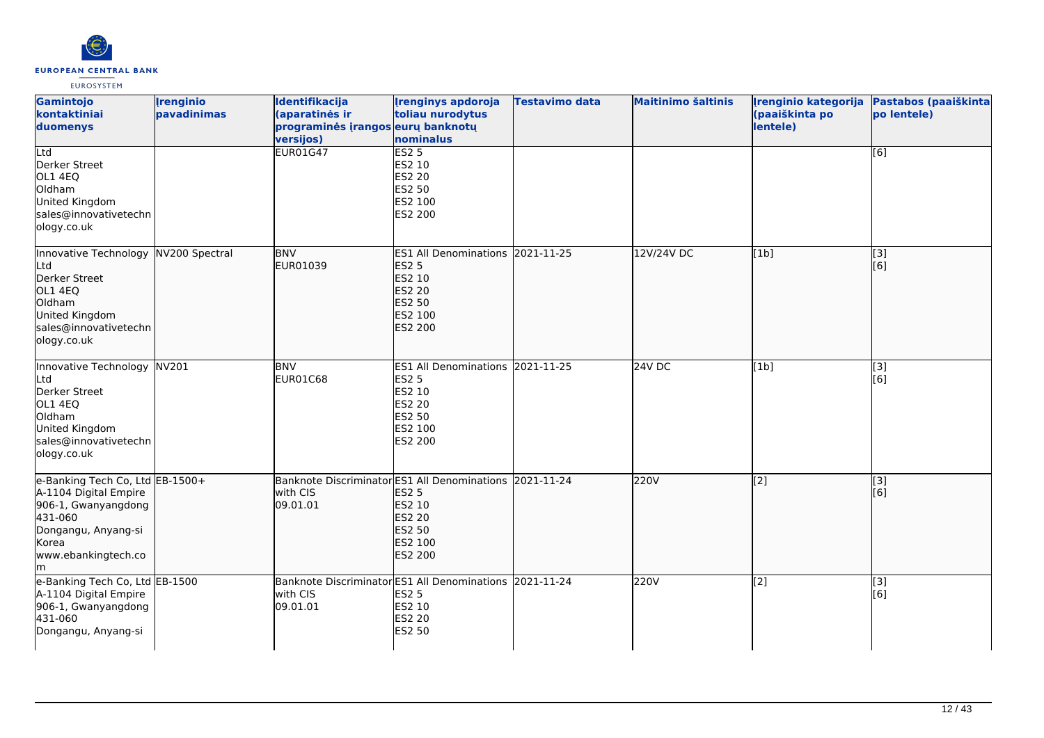| Gamintojo kontaktiniai duomenys | Įrenginio pavadinimas | Identifikacija (aparatinės ir programinės įrangos versijos) | Įrenginys apdoroja toliau nurodytus eurų banknotų nominalus | Testavimo data | Maitinimo šaltinis | Įrenginio kategorija (paaiškinta po lentele) | Pastabos (paaiškinta po lentele) |
|---|---|---|---|---|---|---|---|
| Ltd<br>Derker Street<br>OL1 4EQ<br>Oldham<br>United Kingdom<br>sales@innovativetechnology.co.uk | | EUR01G47 | ES2 5<br>ES2 10<br>ES2 20<br>ES2 50<br>ES2 100<br>ES2 200 | | | | [6] |
| Innovative Technology Ltd<br>Derker Street<br>OL1 4EQ<br>Oldham<br>United Kingdom<br>sales@innovativetechnology.co.uk | NV200 Spectral | BNV<br>EUR01039 | ES1 All Denominations<br>ES2 5<br>ES2 10<br>ES2 20<br>ES2 50<br>ES2 100<br>ES2 200 | 2021-11-25 | 12V/24V DC | [1b] | [3]<br>[6] |
| Innovative Technology Ltd<br>Derker Street<br>OL1 4EQ<br>Oldham<br>United Kingdom<br>sales@innovativetechnology.co.uk | NV201 | BNV<br>EUR01C68 | ES1 All Denominations<br>ES2 5<br>ES2 10<br>ES2 20<br>ES2 50<br>ES2 100<br>ES2 200 | 2021-11-25 | 24V DC | [1b] | [3]<br>[6] |
| e-Banking Tech Co, Ltd<br>A-1104 Digital Empire<br>906-1, Gwanyangdong<br>431-060<br>Dongangu, Anyang-si<br>Korea<br>www.ebankingtech.com | EB-1500+ | Banknote Discriminator with CIS<br>09.01.01 | ES1 All Denominations<br>ES2 5<br>ES2 10<br>ES2 20<br>ES2 50<br>ES2 100<br>ES2 200 | 2021-11-24 | 220V | [2] | [3]<br>[6] |
| e-Banking Tech Co, Ltd<br>A-1104 Digital Empire<br>906-1, Gwanyangdong<br>431-060<br>Dongangu, Anyang-si | EB-1500 | Banknote Discriminator with CIS<br>09.01.01 | ES1 All Denominations<br>ES2 5<br>ES2 10<br>ES2 20<br>ES2 50 | 2021-11-24 | 220V | [2] | [3]<br>[6] |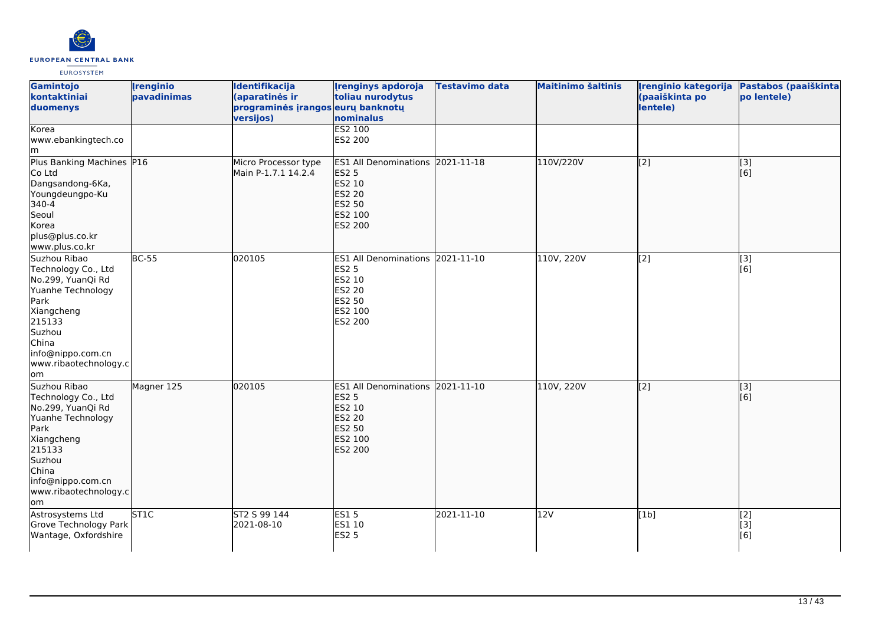| Gamintojo kontaktiniai duomenys | Įrenginio pavadinimas | Identifikacija (aparatinės ir programinės įrangos versijos) | Įrenginys apdoroja toliau nurodytus eurų banknotų nominalus | Testavimo data | Maitinimo šaltinis | Įrenginio kategorija (paaiškinta po lentele) | Pastabos (paaiškinta po lentele) |
|---|---|---|---|---|---|---|---|
| Korea<br>www.ebankingtech.com | | | ES2 100<br>ES2 200 | | | | |
| Plus Banking Machines Co Ltd<br>Dangsandong-6Ka, Youngdeungpo-Ku 340-4<br>Seoul<br>Korea<br>plus@plus.co.kr<br>www.plus.co.kr | P16 | Micro Processor type Main P-1.7.1 14.2.4 | ES1 All Denominations<br>ES2 5<br>ES2 10<br>ES2 20<br>ES2 50<br>ES2 100<br>ES2 200 | 2021-11-18 | 110V/220V | [2] | [3]<br>[6] |
| Suzhou Ribao Technology Co., Ltd<br>No.299, YuanQi Rd<br>Yuanhe Technology Park<br>Xiangcheng<br>215133<br>Suzhou<br>China<br>info@nippo.com.cn<br>www.ribaotechnology.com | BC-55 | 020105 | ES1 All Denominations<br>ES2 5<br>ES2 10<br>ES2 20<br>ES2 50<br>ES2 100<br>ES2 200 | 2021-11-10 | 110V, 220V | [2] | [3]<br>[6] |
| Suzhou Ribao Technology Co., Ltd<br>No.299, YuanQi Rd<br>Yuanhe Technology Park<br>Xiangcheng<br>215133<br>Suzhou<br>China<br>info@nippo.com.cn<br>www.ribaotechnology.com | Magner 125 | 020105 | ES1 All Denominations<br>ES2 5<br>ES2 10<br>ES2 20<br>ES2 50<br>ES2 100<br>ES2 200 | 2021-11-10 | 110V, 220V | [2] | [3]<br>[6] |
| Astrosystems Ltd<br>Grove Technology Park<br>Wantage, Oxfordshire | ST1C | ST2 S 99 144<br>2021-08-10 | ES1 5<br>ES1 10<br>ES2 5 | 2021-11-10 | 12V | [1b] | [2]<br>[3]<br>[6] |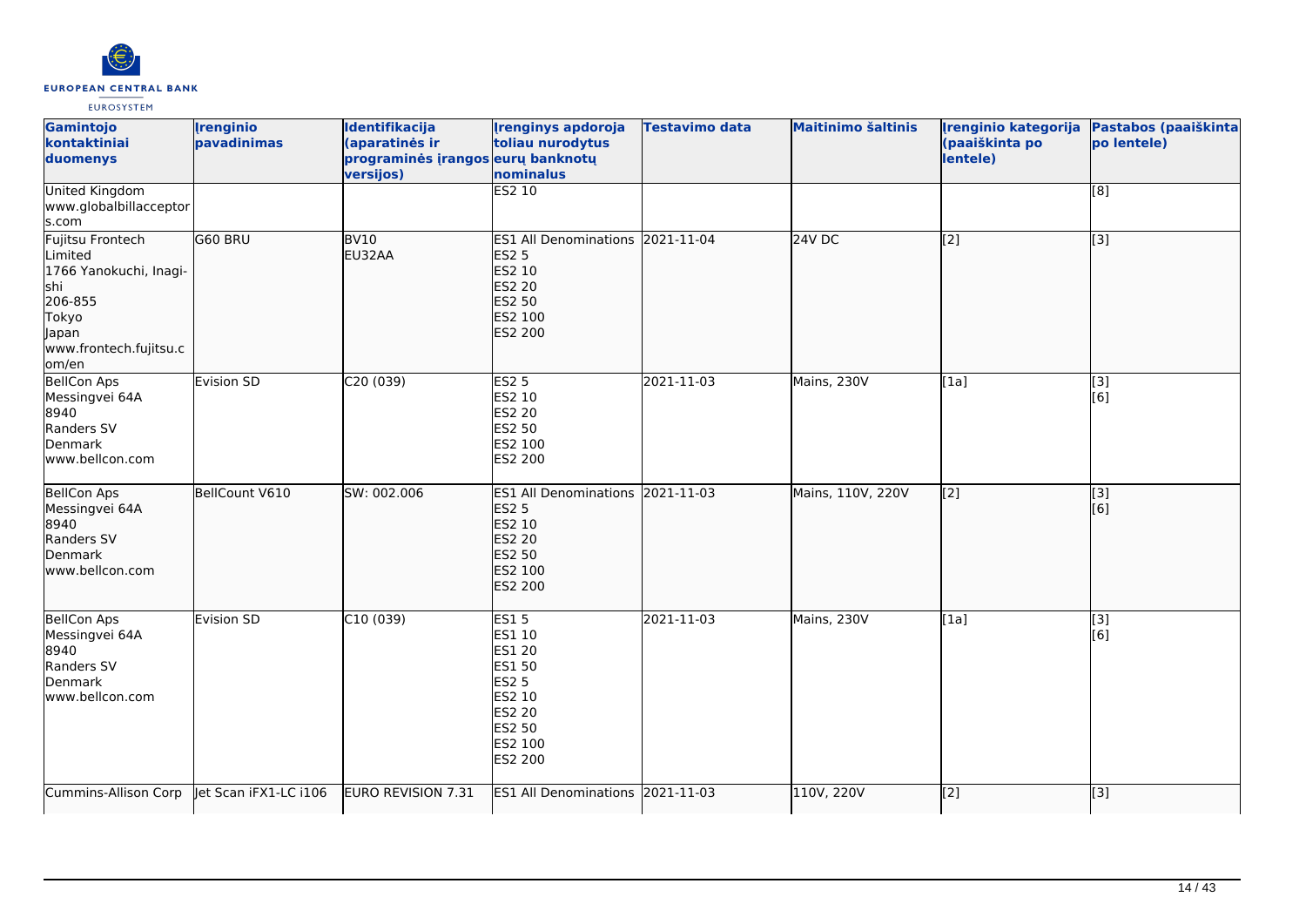| Gamintojo kontaktiniai duomenys | Įrenginio pavadinimas | Identifikacija (aparatinės ir programinės įrangos versijos) | Įrenginys apdoroja toliau nurodytus eurų banknotų nominalus | Testavimo data | Maitinimo šaltinis | Įrenginio kategorija (paaiškinta po lentele) | Pastabos (paaiškinta po lentele) |
|---|---|---|---|---|---|---|---|
| United Kingdom<br>www.globalbillacceptors.com | | | ES2 10 | | | | [8] |
| Fujitsu Frontech Limited<br>1766 Yanokuchi, Inagi-shi<br>206-855<br>Tokyo<br>Japan<br>www.frontech.fujitsu.com/en | G60 BRU | BV10<br>EU32AA | ES1 All Denominations<br>ES2 5<br>ES2 10<br>ES2 20<br>ES2 50<br>ES2 100<br>ES2 200 | 2021-11-04 | 24V DC | [2] | [3] |
| BellCon Aps<br>Messingvei 64A<br>8940<br>Randers SV<br>Denmark<br>www.bellcon.com | Evision SD | C20 (039) | ES2 5<br>ES2 10<br>ES2 20<br>ES2 50<br>ES2 100<br>ES2 200 | 2021-11-03 | Mains, 230V | [1a] | [3]<br>[6] |
| BellCon Aps<br>Messingvei 64A<br>8940<br>Randers SV<br>Denmark<br>www.bellcon.com | BellCount V610 | SW: 002.006 | ES1 All Denominations<br>ES2 5<br>ES2 10<br>ES2 20<br>ES2 50<br>ES2 100<br>ES2 200 | 2021-11-03 | Mains, 110V, 220V | [2] | [3]<br>[6] |
| BellCon Aps<br>Messingvei 64A<br>8940<br>Randers SV<br>Denmark<br>www.bellcon.com | Evision SD | C10 (039) | ES1 5<br>ES1 10<br>ES1 20<br>ES1 50<br>ES2 5<br>ES2 10<br>ES2 20<br>ES2 50<br>ES2 100<br>ES2 200 | 2021-11-03 | Mains, 230V | [1a] | [3]<br>[6] |
| Cummins-Allison Corp | Jet Scan iFX1-LC i106 | EURO REVISION 7.31 | ES1 All Denominations | 2021-11-03 | 110V, 220V | [2] | [3] |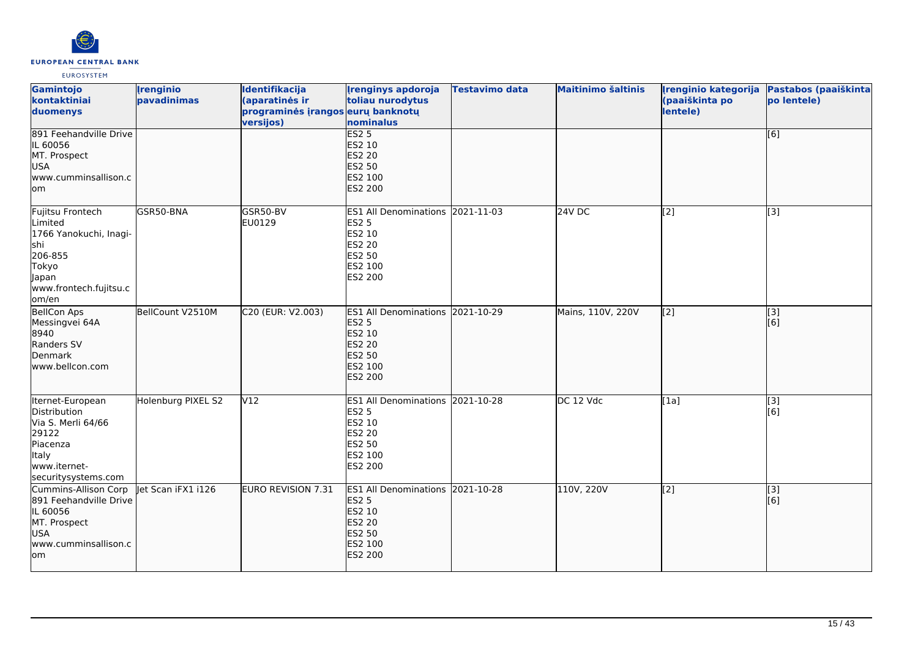| Gamintojo kontaktiniai duomenys | Įrenginio pavadinimas | Identifikacija (aparatinės ir programinės įrangos versijos) | Įrenginys apdoroja toliau nurodytus eurų banknotų nominalus | Testavimo data | Maitinimo šaltinis | Įrenginio kategorija (paaiškinta po lentele) | Pastabos (paaiškinta po lentele) |
| --- | --- | --- | --- | --- | --- | --- | --- |
| 891 Feehandville Drive<br>IL 60056<br>MT. Prospect<br>USA<br>www.cumminsallison.com | | | ES2 5<br>ES2 10<br>ES2 20<br>ES2 50<br>ES2 100<br>ES2 200 | | | | [6] |
| Fujitsu Frontech Limited<br>1766 Yanokuchi, Inagi-shi<br>206-855<br>Tokyo<br>Japan<br>www.frontech.fujitsu.com/en | GSR50-BNA | GSR50-BV<br>EU0129 | ES1 All Denominations<br>ES2 5<br>ES2 10<br>ES2 20<br>ES2 50<br>ES2 100<br>ES2 200 | 2021-11-03 | 24V DC | [2] | [3] |
| BellCon Aps<br>Messingvei 64A<br>8940<br>Randers SV<br>Denmark<br>www.bellcon.com | BellCount V2510M | C20 (EUR: V2.003) | ES1 All Denominations<br>ES2 5<br>ES2 10<br>ES2 20<br>ES2 50<br>ES2 100<br>ES2 200 | 2021-10-29 | Mains, 110V, 220V | [2] | [3]<br>[6] |
| Iternet-European Distribution<br>Via S. Merli 64/66<br>29122<br>Piacenza<br>Italy<br>www.iternet-securitysystems.com | Holenburg PIXEL S2 | V12 | ES1 All Denominations<br>ES2 5<br>ES2 10<br>ES2 20<br>ES2 50<br>ES2 100<br>ES2 200 | 2021-10-28 | DC 12 Vdc | [1a] | [3]<br>[6] |
| Cummins-Allison Corp<br>891 Feehandville Drive<br>IL 60056<br>MT. Prospect<br>USA<br>www.cumminsallison.com | Jet Scan iFX1 i126 | EURO REVISION 7.31 | ES1 All Denominations<br>ES2 5<br>ES2 10<br>ES2 20<br>ES2 50<br>ES2 100<br>ES2 200 | 2021-10-28 | 110V, 220V | [2] | [3]<br>[6] |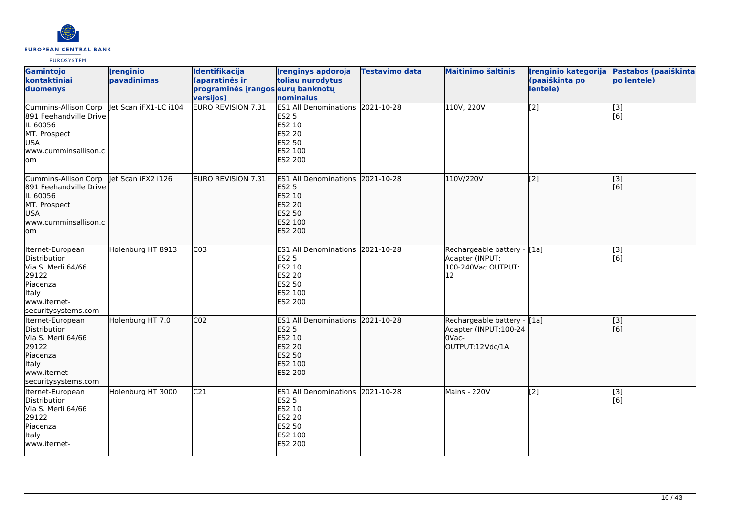| Gamintojo kontaktiniai duomenys | Įrenginio pavadinimas | Identifikacija (aparatinės ir programinės įrangos versijos) | Įrenginys apdoroja toliau nurodytus eurų banknotų nominalus | Testavimo data | Maitinimo šaltinis | Įrenginio kategorija (paaiškinta po lentele) | Pastabos (paaiškinta po lentele) |
|---|---|---|---|---|---|---|---|
| Cummins-Allison Corp<br>891 Feehandville Drive<br>IL 60056<br>MT. Prospect<br>USA<br>www.cumminsallison.com | Jet Scan iFX1-LC i104 | EURO REVISION 7.31 | ES1 All Denominations<br>ES2 5<br>ES2 10<br>ES2 20<br>ES2 50<br>ES2 100<br>ES2 200 | 2021-10-28 | 110V, 220V | [2] | [3]<br>[6] |
| Cummins-Allison Corp<br>891 Feehandville Drive<br>IL 60056<br>MT. Prospect<br>USA<br>www.cumminsallison.com | Jet Scan iFX2 i126 | EURO REVISION 7.31 | ES1 All Denominations<br>ES2 5<br>ES2 10<br>ES2 20<br>ES2 50<br>ES2 100<br>ES2 200 | 2021-10-28 | 110V/220V | [2] | [3]<br>[6] |
| Iternet-European Distribution<br>Via S. Merli 64/66<br>29122<br>Piacenza<br>Italy<br>www.iternet-securitysystems.com | Holenburg HT 8913 | C03 | ES1 All Denominations<br>ES2 5<br>ES2 10<br>ES2 20<br>ES2 50<br>ES2 100<br>ES2 200 | 2021-10-28 | Rechargeable battery - Adapter (INPUT: 100-240Vac OUTPUT: 12 | [1a] | [3]<br>[6] |
| Iternet-European Distribution<br>Via S. Merli 64/66<br>29122<br>Piacenza<br>Italy<br>www.iternet-securitysystems.com | Holenburg HT 7.0 | C02 | ES1 All Denominations<br>ES2 5<br>ES2 10<br>ES2 20<br>ES2 50<br>ES2 100<br>ES2 200 | 2021-10-28 | Rechargeable battery - Adapter (INPUT:100-240Vac-OUTPUT:12Vdc/1A | [1a] | [3]<br>[6] |
| Iternet-European Distribution<br>Via S. Merli 64/66<br>29122<br>Piacenza<br>Italy<br>www.iternet- | Holenburg HT 3000 | C21 | ES1 All Denominations<br>ES2 5<br>ES2 10<br>ES2 20<br>ES2 50<br>ES2 100<br>ES2 200 | 2021-10-28 | Mains - 220V | [2] | [3]<br>[6] |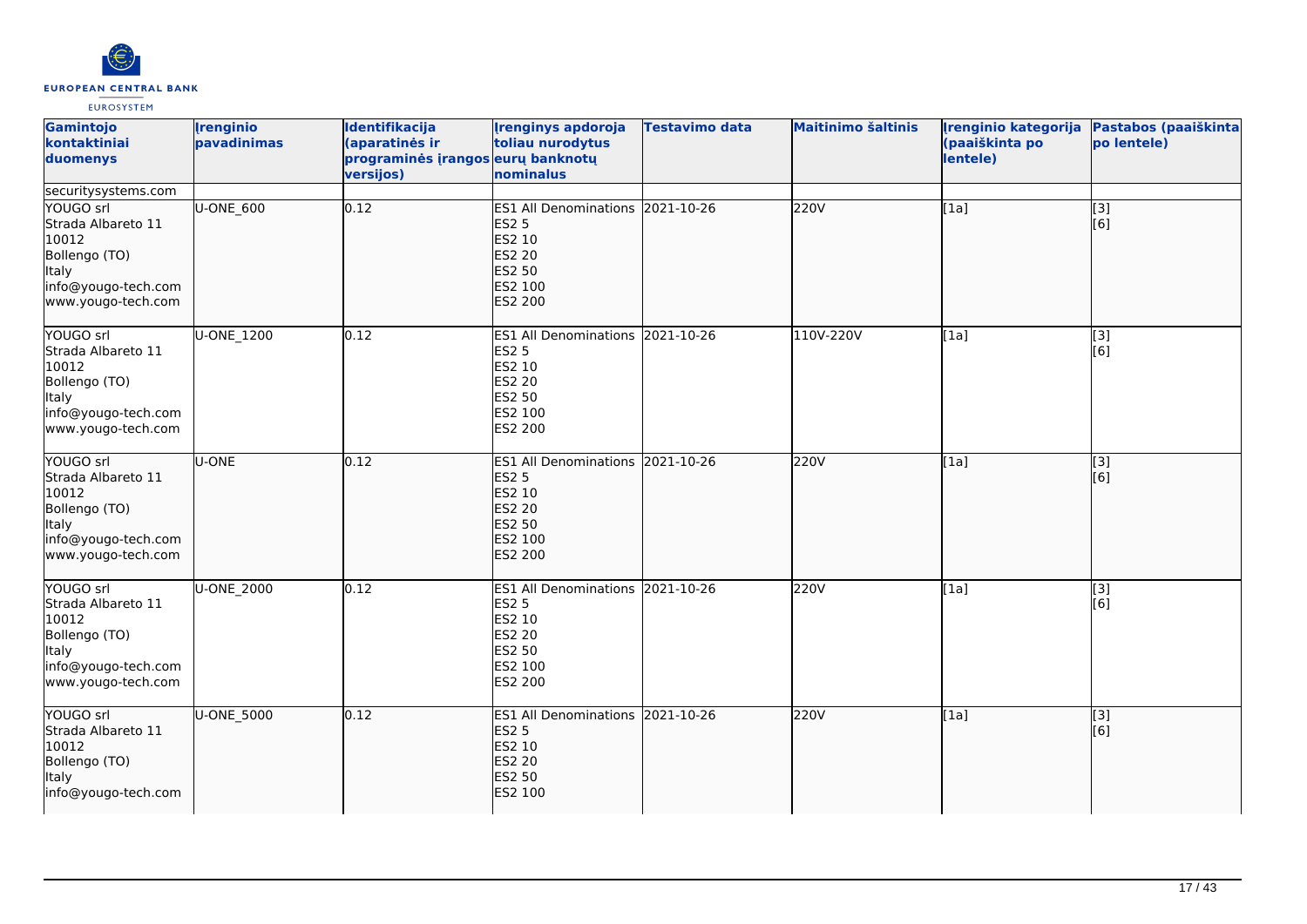| Gamintojo kontaktiniai duomenys | Įrenginio pavadinimas | Identifikacija (aparatinės ir programinės įrangos versijos) | Įrenginys apdoroja toliau nurodytus eurų banknotų nominalus | Testavimo data | Maitinimo šaltinis | Įrenginio kategorija (paaiškinta po lentele) | Pastabos (paaiškinta po lentele) |
|---|---|---|---|---|---|---|---|
| securitysystems.com | | | | | | | |
| YOUGO srl<br>Strada Albareto 11<br>10012<br>Bollengo (TO)<br>Italy<br>info@yougo-tech.com<br>www.yougo-tech.com | U-ONE_600 | 0.12 | ES1 All Denominations<br>ES2 5<br>ES2 10<br>ES2 20<br>ES2 50<br>ES2 100<br>ES2 200 | 2021-10-26 | 220V | [1a] | [3]<br>[6] |
| YOUGO srl<br>Strada Albareto 11<br>10012<br>Bollengo (TO)<br>Italy<br>info@yougo-tech.com<br>www.yougo-tech.com | U-ONE_1200 | 0.12 | ES1 All Denominations<br>ES2 5<br>ES2 10<br>ES2 20<br>ES2 50<br>ES2 100<br>ES2 200 | 2021-10-26 | 110V-220V | [1a] | [3]<br>[6] |
| YOUGO srl<br>Strada Albareto 11<br>10012<br>Bollengo (TO)<br>Italy<br>info@yougo-tech.com<br>www.yougo-tech.com | U-ONE | 0.12 | ES1 All Denominations<br>ES2 5<br>ES2 10<br>ES2 20<br>ES2 50<br>ES2 100<br>ES2 200 | 2021-10-26 | 220V | [1a] | [3]<br>[6] |
| YOUGO srl<br>Strada Albareto 11<br>10012<br>Bollengo (TO)<br>Italy<br>info@yougo-tech.com<br>www.yougo-tech.com | U-ONE_2000 | 0.12 | ES1 All Denominations<br>ES2 5<br>ES2 10<br>ES2 20<br>ES2 50<br>ES2 100<br>ES2 200 | 2021-10-26 | 220V | [1a] | [3]<br>[6] |
| YOUGO srl<br>Strada Albareto 11<br>10012<br>Bollengo (TO)<br>Italy<br>info@yougo-tech.com | U-ONE_5000 | 0.12 | ES1 All Denominations<br>ES2 5<br>ES2 10<br>ES2 20<br>ES2 50<br>ES2 100 | 2021-10-26 | 220V | [1a] | [3]<br>[6] |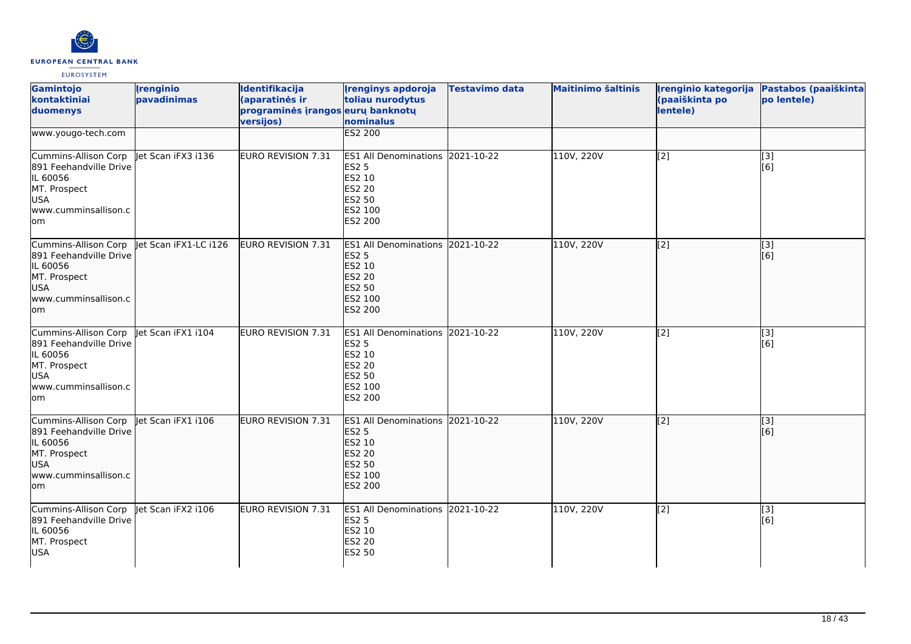| Gamintojo kontaktiniai duomenys | Įrenginio pavadinimas | Identifikacija (aparatinės ir programinės įrangos versijos) | Įrenginys apdoroja toliau nurodytus eurų banknotų nominalus | Testavimo data | Maitinimo šaltinis | Įrenginio kategorija (paaiškinta po lentele) | Pastabos (paaiškinta po lentele) |
| --- | --- | --- | --- | --- | --- | --- | --- |
| www.yougo-tech.com | | | ES2 200 | | | | |
| Cummins-Allison Corp 891 Feehandville Drive IL 60056 MT. Prospect USA www.cumminsallison.com | Jet Scan iFX3 i136 | EURO REVISION 7.31 | ES1 All Denominations ES2 5 ES2 10 ES2 20 ES2 50 ES2 100 ES2 200 | 2021-10-22 | 110V, 220V | [2] | [3] [6] |
| Cummins-Allison Corp 891 Feehandville Drive IL 60056 MT. Prospect USA www.cumminsallison.com | Jet Scan iFX1-LC i126 | EURO REVISION 7.31 | ES1 All Denominations ES2 5 ES2 10 ES2 20 ES2 50 ES2 100 ES2 200 | 2021-10-22 | 110V, 220V | [2] | [3] [6] |
| Cummins-Allison Corp 891 Feehandville Drive IL 60056 MT. Prospect USA www.cumminsallison.com | Jet Scan iFX1 i104 | EURO REVISION 7.31 | ES1 All Denominations ES2 5 ES2 10 ES2 20 ES2 50 ES2 100 ES2 200 | 2021-10-22 | 110V, 220V | [2] | [3] [6] |
| Cummins-Allison Corp 891 Feehandville Drive IL 60056 MT. Prospect USA www.cumminsallison.com | Jet Scan iFX1 i106 | EURO REVISION 7.31 | ES1 All Denominations ES2 5 ES2 10 ES2 20 ES2 50 ES2 100 ES2 200 | 2021-10-22 | 110V, 220V | [2] | [3] [6] |
| Cummins-Allison Corp 891 Feehandville Drive IL 60056 MT. Prospect USA | Jet Scan iFX2 i106 | EURO REVISION 7.31 | ES1 All Denominations ES2 5 ES2 10 ES2 20 ES2 50 | 2021-10-22 | 110V, 220V | [2] | [3] [6] |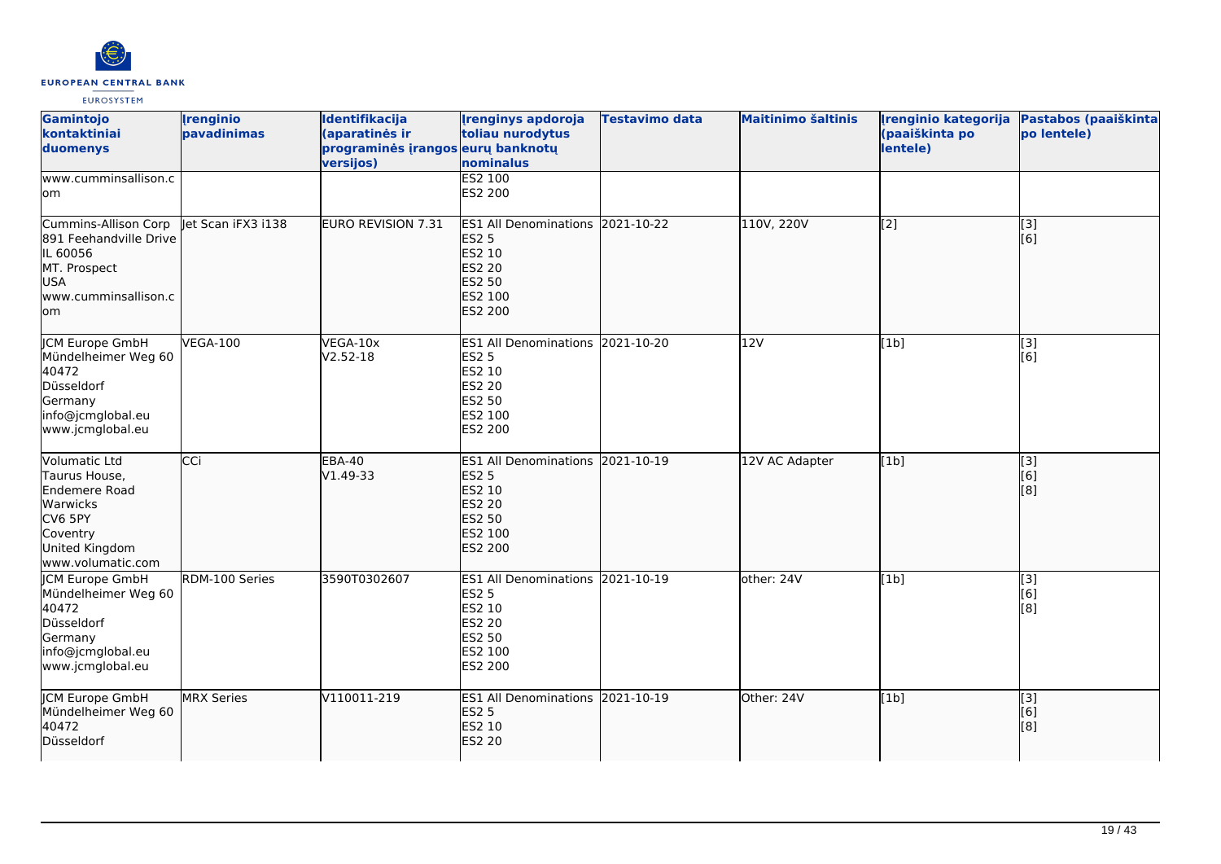| Gamintojo kontaktiniai duomenys | Įrenginio pavadinimas | Identifikacija (aparatinės ir programinės įrangos versijos) | Įrenginys apdoroja toliau nurodytus eurų banknotų nominalus | Testavimo data | Maitinimo šaltinis | Įrenginio kategorija (paaiškinta po lentele) | Pastabos (paaiškinta po lentele) |
| --- | --- | --- | --- | --- | --- | --- | --- |
| www.cumminsallison.com | | | ES2 100<br>ES2 200 | | | | |
| Cummins-Allison Corp<br>891 Feehandville Drive<br>IL 60056<br>MT. Prospect<br>USA<br>www.cumminsallison.com | Jet Scan iFX3 i138 | EURO REVISION 7.31 | ES1 All Denominations<br>ES2 5<br>ES2 10<br>ES2 20<br>ES2 50<br>ES2 100<br>ES2 200 | 2021-10-22 | 110V, 220V | [2] | [3]<br>[6] |
| JCM Europe GmbH<br>Mündelheimer Weg 60<br>40472<br>Düsseldorf<br>Germany<br>info@jcmglobal.eu<br>www.jcmglobal.eu | VEGA-100 | VEGA-10x<br>V2.52-18 | ES1 All Denominations<br>ES2 5<br>ES2 10<br>ES2 20<br>ES2 50<br>ES2 100<br>ES2 200 | 2021-10-20 | 12V | [1b] | [3]<br>[6] |
| Volumatic Ltd<br>Taurus House,<br>Endemere Road<br>Warwicks<br>CV6 5PY<br>Coventry<br>United Kingdom<br>www.volumatic.com | CCi | EBA-40<br>V1.49-33 | ES1 All Denominations<br>ES2 5<br>ES2 10<br>ES2 20<br>ES2 50<br>ES2 100<br>ES2 200 | 2021-10-19 | 12V AC Adapter | [1b] | [3]<br>[6]<br>[8] |
| JCM Europe GmbH<br>Mündelheimer Weg 60<br>40472<br>Düsseldorf<br>Germany<br>info@jcmglobal.eu<br>www.jcmglobal.eu | RDM-100 Series | 3590T0302607 | ES1 All Denominations<br>ES2 5<br>ES2 10<br>ES2 20<br>ES2 50<br>ES2 100<br>ES2 200 | 2021-10-19 | other: 24V | [1b] | [3]<br>[6]<br>[8] |
| JCM Europe GmbH<br>Mündelheimer Weg 60<br>40472<br>Düsseldorf | MRX Series | V110011-219 | ES1 All Denominations<br>ES2 5<br>ES2 10<br>ES2 20 | 2021-10-19 | Other: 24V | [1b] | [3]<br>[6]<br>[8] |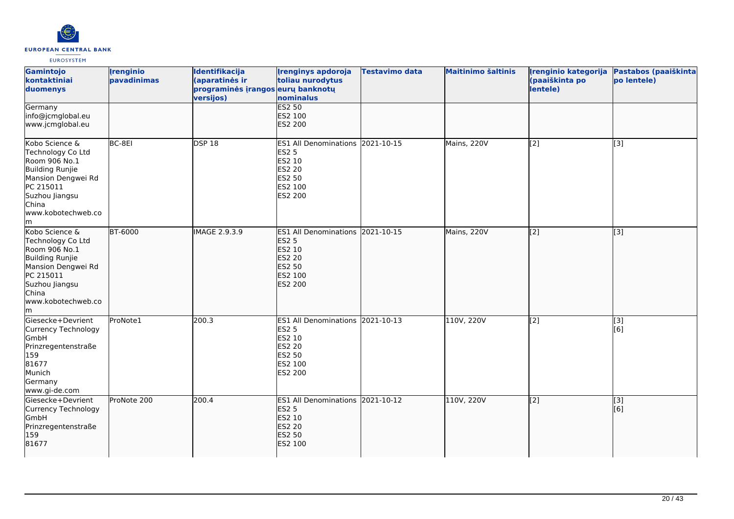| Gamintojo kontaktiniai duomenys | Įrenginio pavadinimas | Identifikacija (aparatinės ir programinės įrangos versijos) | Įrenginys apdoroja toliau nurodytus eurų banknotų nominalus | Testavimo data | Maitinimo šaltinis | Įrenginio kategorija (paaiškinta po lentele) | Pastabos (paaiškinta po lentele) |
|---|---|---|---|---|---|---|---|
| Germany<br>info@jcmglobal.eu<br>www.jcmglobal.eu | | | ES2 50<br>ES2 100<br>ES2 200 | | | | |
| Kobo Science & Technology Co Ltd<br>Room 906 No.1 Building Runjie Mansion Dengwei Rd<br>PC 215011<br>Suzhou Jiangsu<br>China<br>www.kobotechweb.com | BC-8EI | DSP 18 | ES1 All Denominations<br>ES2 5<br>ES2 10<br>ES2 20<br>ES2 50<br>ES2 100<br>ES2 200 | 2021-10-15 | Mains, 220V | [2] | [3] |
| Kobo Science & Technology Co Ltd<br>Room 906 No.1 Building Runjie Mansion Dengwei Rd<br>PC 215011<br>Suzhou Jiangsu<br>China<br>www.kobotechweb.com | BT-6000 | IMAGE 2.9.3.9 | ES1 All Denominations<br>ES2 5<br>ES2 10<br>ES2 20<br>ES2 50<br>ES2 100<br>ES2 200 | 2021-10-15 | Mains, 220V | [2] | [3] |
| Giesecke+Devrient Currency Technology GmbH<br>Prinzregentenstraße 159<br>81677<br>Munich<br>Germany<br>www.gi-de.com | ProNote1 | 200.3 | ES1 All Denominations<br>ES2 5<br>ES2 10<br>ES2 20<br>ES2 50<br>ES2 100<br>ES2 200 | 2021-10-13 | 110V, 220V | [2] | [3]<br>[6] |
| Giesecke+Devrient Currency Technology GmbH<br>Prinzregentenstraße 159<br>81677 | ProNote 200 | 200.4 | ES1 All Denominations<br>ES2 5<br>ES2 10<br>ES2 20<br>ES2 50<br>ES2 100 | 2021-10-12 | 110V, 220V | [2] | [3]<br>[6] |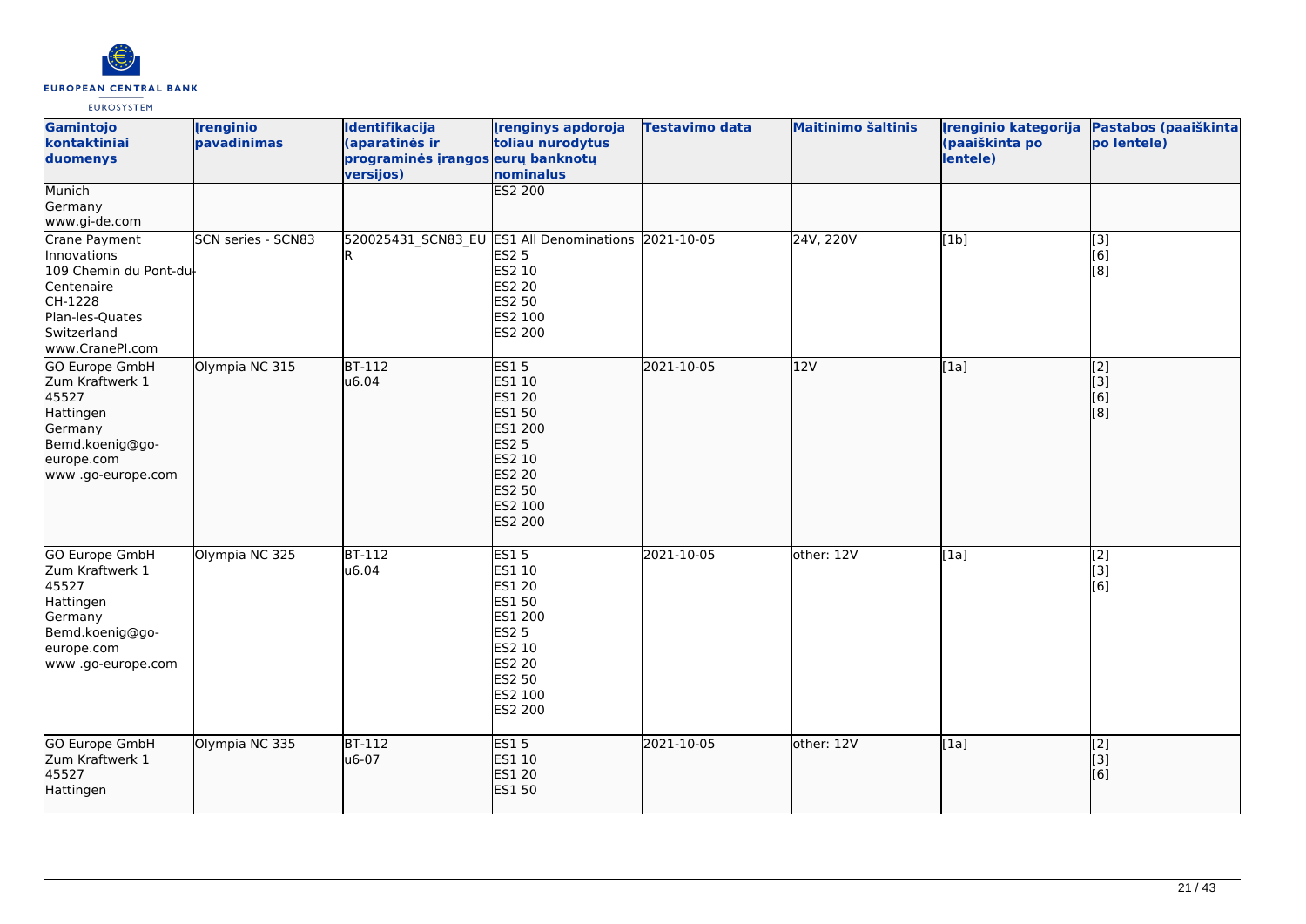| Gamintojo kontaktiniai duomenys | Įrenginio pavadinimas | Identifikacija (aparatinės ir programinės įrangos versijos) | Įrenginys apdoroja toliau nurodytus eurų banknotų nominalus | Testavimo data | Maitinimo šaltinis | Įrenginio kategorija (paaiškinta po lentele) | Pastabos (paaiškinta po lentele) |
|---|---|---|---|---|---|---|---|
| Munich<br>Germany<br>www.gi-de.com | | | ES2 200 | | | | |
| Crane Payment Innovations<br>109 Chemin du Pont-du-Centenaire<br>CH-1228<br>Plan-les-Quates<br>Switzerland<br>www.CranePI.com | SCN series - SCN83 | 520025431_SCN83_EUR | ES1 All Denominations<br>ES2 5<br>ES2 10<br>ES2 20<br>ES2 50<br>ES2 100<br>ES2 200 | 2021-10-05 | 24V, 220V | [1b] | [3]<br>[6]<br>[8] |
| GO Europe GmbH<br>Zum Kraftwerk 1<br>45527<br>Hattingen<br>Germany<br>Bemd.koenig@go-europe.com<br>www .go-europe.com | Olympia NC 315 | BT-112<br>u6.04 | ES1 5<br>ES1 10<br>ES1 20<br>ES1 50<br>ES1 200<br>ES2 5<br>ES2 10<br>ES2 20<br>ES2 50<br>ES2 100<br>ES2 200 | 2021-10-05 | 12V | [1a] | [2]<br>[3]<br>[6]<br>[8] |
| GO Europe GmbH<br>Zum Kraftwerk 1<br>45527<br>Hattingen<br>Germany<br>Bemd.koenig@go-europe.com<br>www .go-europe.com | Olympia NC 325 | BT-112<br>u6.04 | ES1 5<br>ES1 10<br>ES1 20<br>ES1 50<br>ES1 200<br>ES2 5<br>ES2 10<br>ES2 20<br>ES2 50<br>ES2 100<br>ES2 200 | 2021-10-05 | other: 12V | [1a] | [2]<br>[3]<br>[6] |
| GO Europe GmbH<br>Zum Kraftwerk 1<br>45527<br>Hattingen | Olympia NC 335 | BT-112<br>u6-07 | ES1 5<br>ES1 10<br>ES1 20<br>ES1 50 | 2021-10-05 | other: 12V | [1a] | [2]<br>[3]<br>[6] |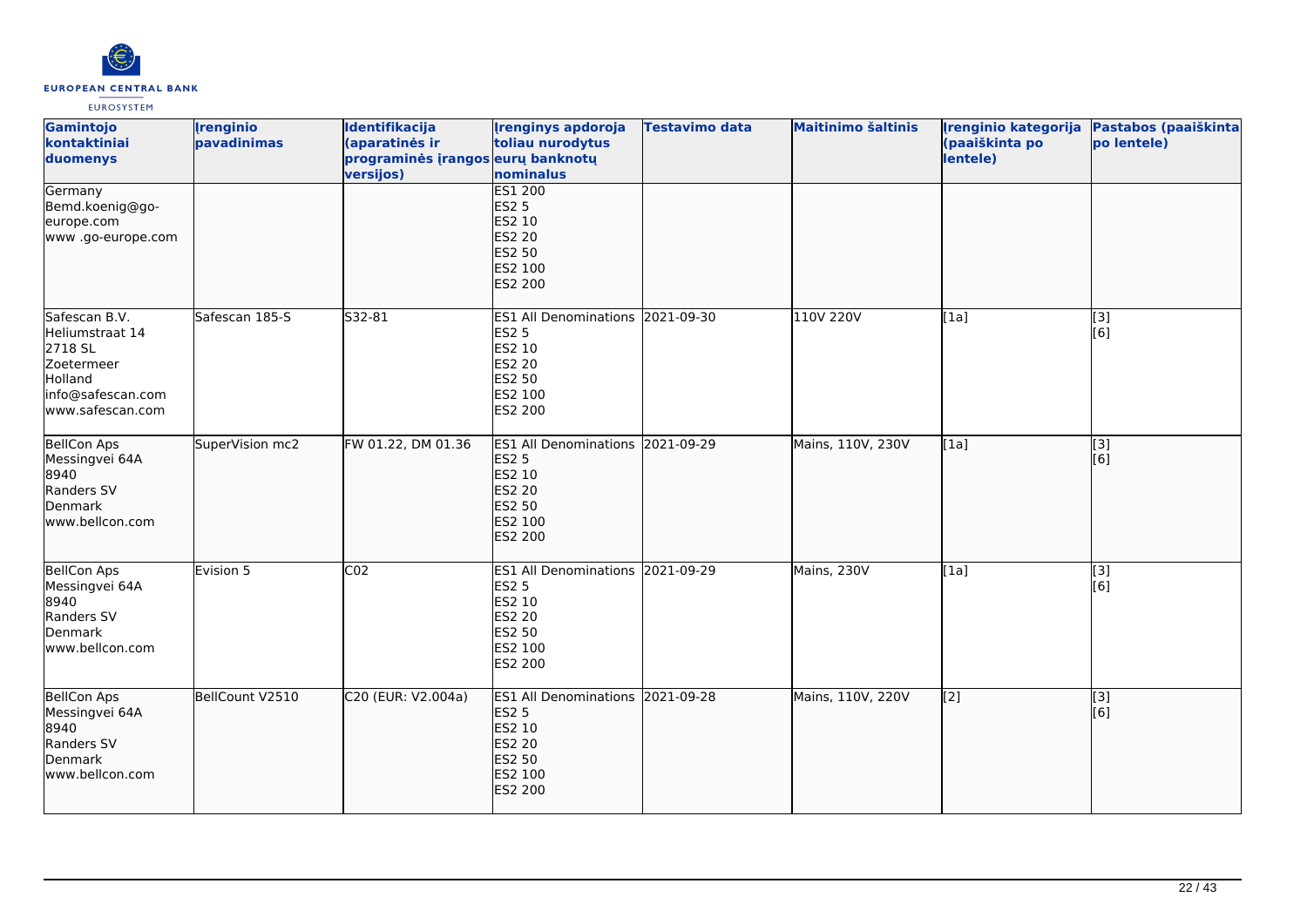| Gamintojo kontaktiniai duomenys | Įrenginio pavadinimas | Identifikacija (aparatinės ir programinės įrangos versijos) | Įrenginys apdoroja toliau nurodytus eurų banknotų nominalus | Testavimo data | Maitinimo šaltinis | Įrenginio kategorija (paaiškinta po lentele) | Pastabos (paaiškinta po lentele) |
|---|---|---|---|---|---|---|---|
| Germany<br>Bemd.koenig@go-europe.com<br>www .go-europe.com | | | ES1 200<br>ES2 5<br>ES2 10<br>ES2 20<br>ES2 50<br>ES2 100<br>ES2 200 | | | | |
| Safescan B.V.<br>Heliumstraat 14<br>2718 SL<br>Zoetermeer<br>Holland<br>info@safescan.com<br>www.safescan.com | Safescan 185-S | S32-81 | ES1 All Denominations<br>ES2 5<br>ES2 10<br>ES2 20<br>ES2 50<br>ES2 100<br>ES2 200 | 2021-09-30 | 110V 220V | [1a] | [3]<br>[6] |
| BellCon Aps<br>Messingvei 64A<br>8940<br>Randers SV<br>Denmark<br>www.bellcon.com | SuperVision mc2 | FW 01.22, DM 01.36 | ES1 All Denominations<br>ES2 5<br>ES2 10<br>ES2 20<br>ES2 50<br>ES2 100<br>ES2 200 | 2021-09-29 | Mains, 110V, 230V | [1a] | [3]<br>[6] |
| BellCon Aps<br>Messingvei 64A<br>8940<br>Randers SV<br>Denmark<br>www.bellcon.com | Evision 5 | C02 | ES1 All Denominations<br>ES2 5<br>ES2 10<br>ES2 20<br>ES2 50<br>ES2 100<br>ES2 200 | 2021-09-29 | Mains, 230V | [1a] | [3]<br>[6] |
| BellCon Aps<br>Messingvei 64A<br>8940<br>Randers SV<br>Denmark<br>www.bellcon.com | BellCount V2510 | C20 (EUR: V2.004a) | ES1 All Denominations<br>ES2 5<br>ES2 10<br>ES2 20<br>ES2 50<br>ES2 100<br>ES2 200 | 2021-09-28 | Mains, 110V, 220V | [2] | [3]<br>[6] |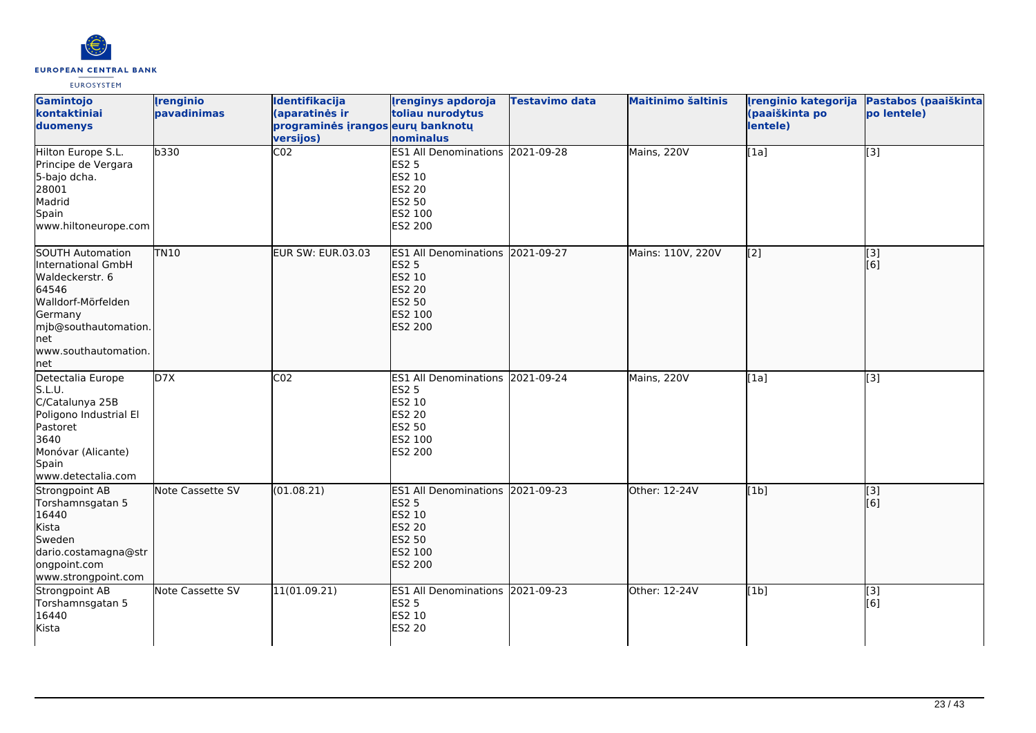| Gamintojo kontaktiniai duomenys | Įrenginio pavadinimas | Identifikacija (aparatinės ir programinės įrangos versijos) | Įrenginys apdoroja toliau nurodytus eurų banknotų nominalus | Testavimo data | Maitinimo šaltinis | Įrenginio kategorija (paaiškinta po lentele) | Pastabos (paaiškinta po lentele) |
|---|---|---|---|---|---|---|---|
| Hilton Europe S.L.<br>Principe de Vergara<br>5-bajo dcha.<br>28001<br>Madrid<br>Spain<br>www.hiltoneurope.com | b330 | C02 | ES1 All Denominations<br>ES2 5<br>ES2 10<br>ES2 20<br>ES2 50<br>ES2 100<br>ES2 200 | 2021-09-28 | Mains, 220V | [1a] | [3] |
| SOUTH Automation International GmbH<br>Waldeckerstr. 6<br>64546<br>Walldorf-Mörfelden<br>Germany<br>mjb@southautomation.net<br>www.southautomation.net | TN10 | EUR SW: EUR.03.03 | ES1 All Denominations<br>ES2 5<br>ES2 10<br>ES2 20<br>ES2 50<br>ES2 100<br>ES2 200 | 2021-09-27 | Mains: 110V, 220V | [2] | [3]<br>[6] |
| Detectalia Europe S.L.U.<br>C/Catalunya 25B<br>Poligono Industrial El Pastoret<br>3640<br>Monóvar (Alicante)<br>Spain<br>www.detectalia.com | D7X | C02 | ES1 All Denominations<br>ES2 5<br>ES2 10<br>ES2 20<br>ES2 50<br>ES2 100<br>ES2 200 | 2021-09-24 | Mains, 220V | [1a] | [3] |
| Strongpoint AB<br>Torshamnsgatan 5<br>16440<br>Kista<br>Sweden<br>dario.costamagna@strongpoint.com<br>www.strongpoint.com | Note Cassette SV | (01.08.21) | ES1 All Denominations<br>ES2 5<br>ES2 10<br>ES2 20<br>ES2 50<br>ES2 100<br>ES2 200 | 2021-09-23 | Other: 12-24V | [1b] | [3]<br>[6] |
| Strongpoint AB<br>Torshamnsgatan 5<br>16440<br>Kista | Note Cassette SV | 11(01.09.21) | ES1 All Denominations<br>ES2 5<br>ES2 10<br>ES2 20 | 2021-09-23 | Other: 12-24V | [1b] | [3]<br>[6] |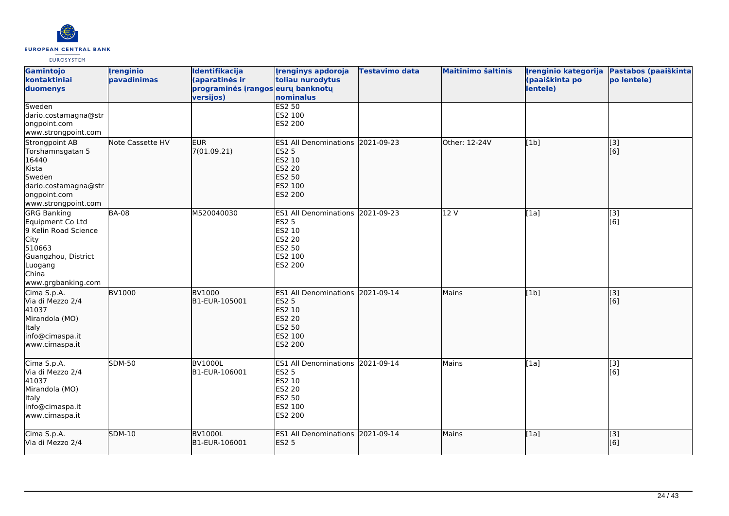| Gamintojo kontaktiniai duomenys | Įrenginio pavadinimas | Identifikacija (aparatinės ir programinės įrangos versijos) | Įrenginys apdoroja toliau nurodytus eurų banknotų nominalus | Testavimo data | Maitinimo šaltinis | Įrenginio kategorija (paaiškinta po lentele) | Pastabos (paaiškinta po lentele) |
|---|---|---|---|---|---|---|---|
| Sweden<br>dario.costamagna@strongpoint.com<br>www.strongpoint.com | | | ES2 50<br>ES2 100<br>ES2 200 | | | | |
| Strongpoint AB<br>Torshamnsgatan 5<br>16440<br>Kista<br>Sweden<br>dario.costamagna@strongpoint.com<br>www.strongpoint.com | Note Cassette HV | EUR<br>7(01.09.21) | ES1 All Denominations<br>ES2 5<br>ES2 10<br>ES2 20<br>ES2 50<br>ES2 100<br>ES2 200 | 2021-09-23 | Other: 12-24V | [1b] | [3]<br>[6] |
| GRG Banking Equipment Co Ltd<br>9 Kelin Road Science City<br>510663<br>Guangzhou, District Luogang<br>China<br>www.grgbanking.com | BA-08 | M520040030 | ES1 All Denominations<br>ES2 5<br>ES2 10<br>ES2 20<br>ES2 50<br>ES2 100<br>ES2 200 | 2021-09-23 | 12 V | [1a] | [3]<br>[6] |
| Cima S.p.A.<br>Via di Mezzo 2/4<br>41037<br>Mirandola (MO)<br>Italy<br>info@cimaspa.it<br>www.cimaspa.it | BV1000 | BV1000<br>B1-EUR-105001 | ES1 All Denominations<br>ES2 5<br>ES2 10<br>ES2 20<br>ES2 50<br>ES2 100<br>ES2 200 | 2021-09-14 | Mains | [1b] | [3]<br>[6] |
| Cima S.p.A.<br>Via di Mezzo 2/4<br>41037<br>Mirandola (MO)<br>Italy<br>info@cimaspa.it<br>www.cimaspa.it | SDM-50 | BV1000L<br>B1-EUR-106001 | ES1 All Denominations<br>ES2 5<br>ES2 10<br>ES2 20<br>ES2 50<br>ES2 100<br>ES2 200 | 2021-09-14 | Mains | [1a] | [3]<br>[6] |
| Cima S.p.A.<br>Via di Mezzo 2/4 | SDM-10 | BV1000L<br>B1-EUR-106001 | ES1 All Denominations<br>ES2 5 | 2021-09-14 | Mains | [1a] | [3]<br>[6] |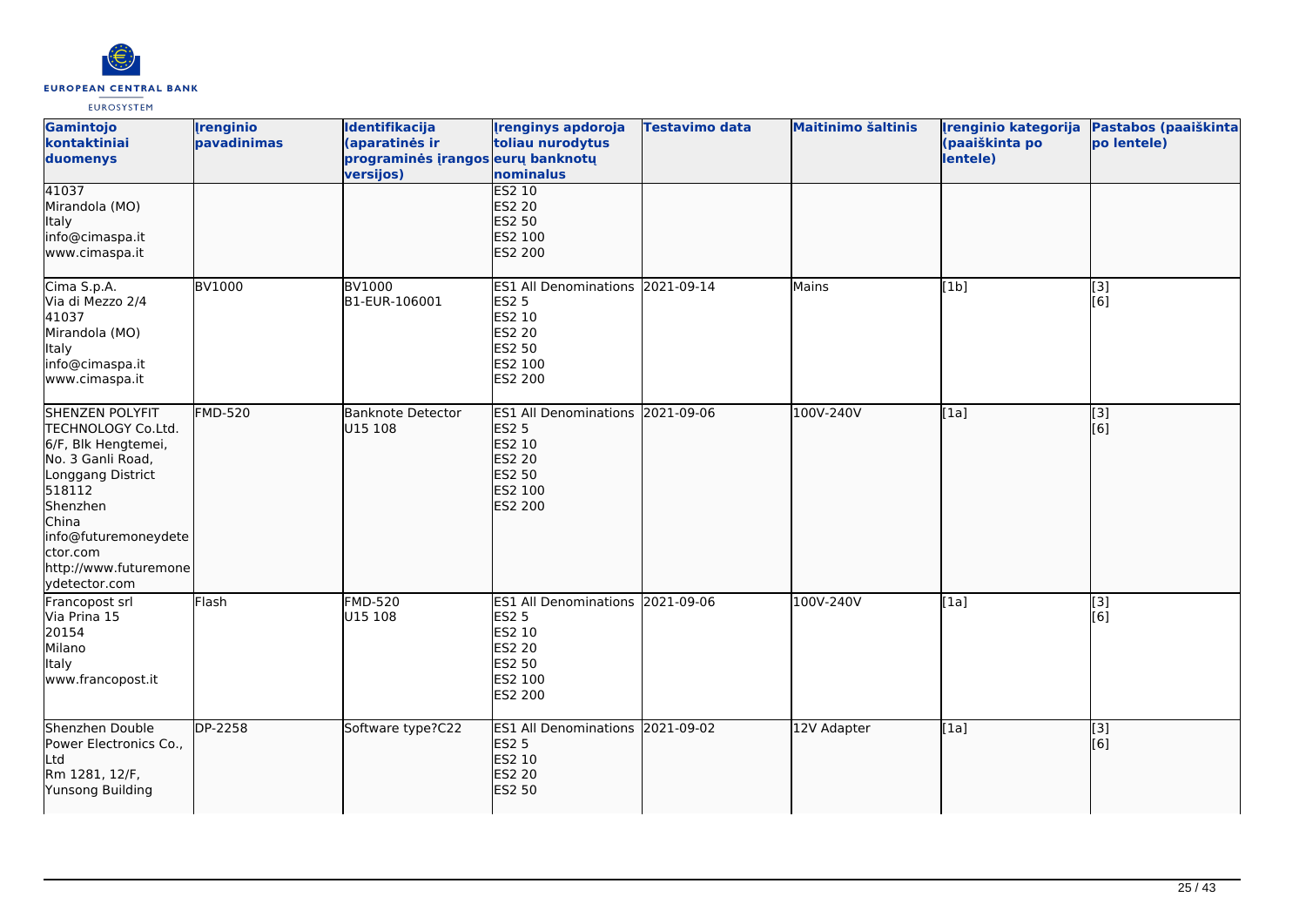| Gamintojo kontaktiniai duomenys | Įrenginio pavadinimas | Identifikacija (aparatinės ir programinės įrangos versijos) | Įrenginys apdoroja toliau nurodytus eurų banknotų nominalus | Testavimo data | Maitinimo šaltinis | Įrenginio kategorija (paaiškinta po lentele) | Pastabos (paaiškinta po lentele) |
|---|---|---|---|---|---|---|---|
| 41037<br>Mirandola (MO)<br>Italy<br>info@cimaspa.it<br>www.cimaspa.it | | | ES2 10<br>ES2 20<br>ES2 50<br>ES2 100<br>ES2 200 | | | | |
| Cima S.p.A.<br>Via di Mezzo 2/4<br>41037<br>Mirandola (MO)<br>Italy<br>info@cimaspa.it<br>www.cimaspa.it | BV1000 | BV1000<br>B1-EUR-106001 | ES1 All Denominations<br>ES2 5<br>ES2 10<br>ES2 20<br>ES2 50<br>ES2 100<br>ES2 200 | 2021-09-14 | Mains | [1b] | [3]<br>[6] |
| SHENZEN POLYFIT TECHNOLOGY Co.Ltd.<br>6/F, Blk Hengtemei,<br>No. 3 Ganli Road,<br>Longgang District<br>518112<br>Shenzhen<br>China<br>info@futuremoneydetector.com<br>http://www.futuremoneydetector.com | FMD-520 | Banknote Detector<br>U15 108 | ES1 All Denominations<br>ES2 5<br>ES2 10<br>ES2 20<br>ES2 50<br>ES2 100<br>ES2 200 | 2021-09-06 | 100V-240V | [1a] | [3]<br>[6] |
| Francopost srl<br>Via Prina 15<br>20154<br>Milano<br>Italy<br>www.francopost.it | Flash | FMD-520<br>U15 108 | ES1 All Denominations<br>ES2 5<br>ES2 10<br>ES2 20<br>ES2 50<br>ES2 100<br>ES2 200 | 2021-09-06 | 100V-240V | [1a] | [3]<br>[6] |
| Shenzhen Double Power Electronics Co., Ltd<br>Rm 1281, 12/F,<br>Yunsong Building | DP-2258 | Software type?C22 | ES1 All Denominations<br>ES2 5<br>ES2 10<br>ES2 20<br>ES2 50 | 2021-09-02 | 12V Adapter | [1a] | [3]<br>[6] |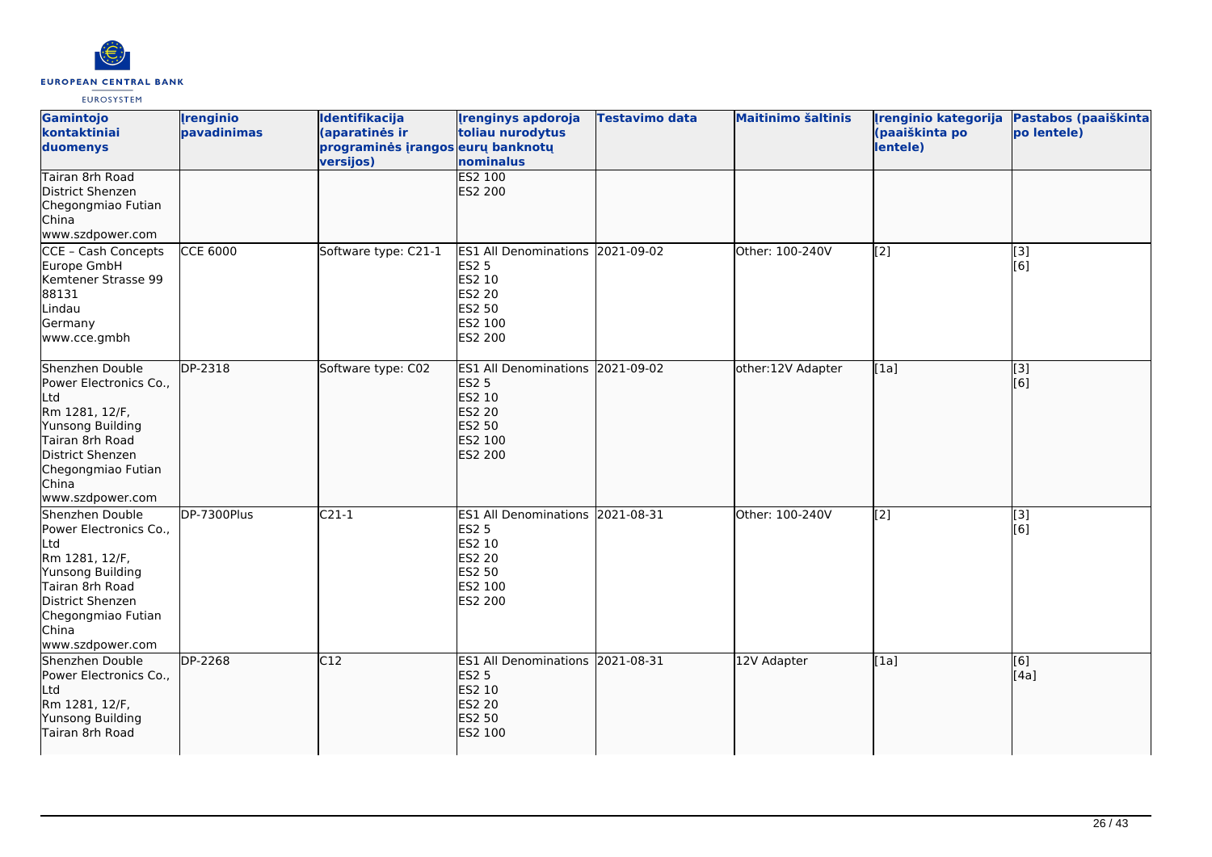| Gamintojo kontaktiniai duomenys | Įrenginio pavadinimas | Identifikacija (aparatinės ir programinės įrangos versijos) | Įrenginys apdoroja toliau nurodytus eurų banknotų nominalus | Testavimo data | Maitinimo šaltinis | Įrenginio kategorija (paaiškinta po lentele) | Pastabos (paaiškinta po lentele) |
|---|---|---|---|---|---|---|---|
| Tairan 8rh Road<br>District Shenzen<br>Chegongmiao Futian<br>China<br>www.szdpower.com | | | ES2 100<br>ES2 200 | | | | |
| CCE – Cash Concepts Europe GmbH<br>Kemtener Strasse 99<br>88131<br>Lindau<br>Germany<br>www.cce.gmbh | CCE 6000 | Software type: C21-1 | ES1 All Denominations<br>ES2 5<br>ES2 10<br>ES2 20<br>ES2 50<br>ES2 100<br>ES2 200 | 2021-09-02 | Other: 100-240V | [2] | [3]<br>[6] |
| Shenzhen Double Power Electronics Co., Ltd<br>Rm 1281, 12/F,<br>Yunsong Building<br>Tairan 8rh Road<br>District Shenzen<br>Chegongmiao Futian<br>China<br>www.szdpower.com | DP-2318 | Software type: C02 | ES1 All Denominations<br>ES2 5<br>ES2 10<br>ES2 20<br>ES2 50<br>ES2 100<br>ES2 200 | 2021-09-02 | other:12V Adapter | [1a] | [3]<br>[6] |
| Shenzhen Double Power Electronics Co., Ltd<br>Rm 1281, 12/F,<br>Yunsong Building<br>Tairan 8rh Road<br>District Shenzen<br>Chegongmiao Futian<br>China<br>www.szdpower.com | DP-7300Plus | C21-1 | ES1 All Denominations<br>ES2 5<br>ES2 10<br>ES2 20<br>ES2 50<br>ES2 100<br>ES2 200 | 2021-08-31 | Other: 100-240V | [2] | [3]<br>[6] |
| Shenzhen Double Power Electronics Co., Ltd<br>Rm 1281, 12/F,<br>Yunsong Building<br>Tairan 8rh Road | DP-2268 | C12 | ES1 All Denominations<br>ES2 5<br>ES2 10<br>ES2 20<br>ES2 50<br>ES2 100 | 2021-08-31 | 12V Adapter | [1a] | [6]<br>[4a] |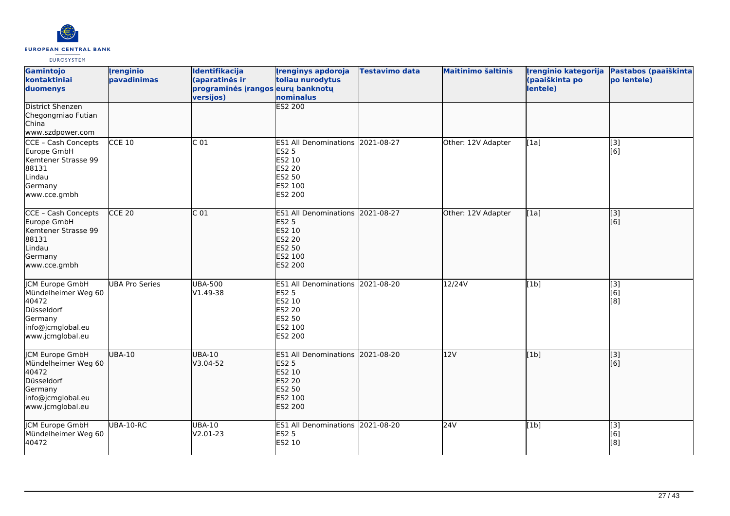| Gamintojo kontaktiniai duomenys | Įrenginio pavadinimas | Identifikacija (aparatinės ir programinės įrangos versijos) | Įrenginys apdoroja toliau nurodytus eurų banknotų nominalus | Testavimo data | Maitinimo šaltinis | Įrenginio kategorija (paaiškinta po lentele) | Pastabos (paaiškinta po lentele) |
|---|---|---|---|---|---|---|---|
| District Shenzen<br>Chegongmiao Futian<br>China<br>www.szdpower.com | | | ES2 200 | | | | |
| CCE - Cash Concepts Europe GmbH<br>Kemtener Strasse 99<br>88131<br>Lindau<br>Germany<br>www.cce.gmbh | CCE 10 | C 01 | ES1 All Denominations<br>ES2 5<br>ES2 10<br>ES2 20<br>ES2 50<br>ES2 100<br>ES2 200 | 2021-08-27 | Other: 12V Adapter | [1a] | [3]<br>[6] |
| CCE - Cash Concepts Europe GmbH<br>Kemtener Strasse 99<br>88131<br>Lindau<br>Germany<br>www.cce.gmbh | CCE 20 | C 01 | ES1 All Denominations<br>ES2 5<br>ES2 10<br>ES2 20<br>ES2 50<br>ES2 100<br>ES2 200 | 2021-08-27 | Other: 12V Adapter | [1a] | [3]<br>[6] |
| JCM Europe GmbH<br>Mündelheimer Weg 60<br>40472<br>Düsseldorf<br>Germany<br>info@jcmglobal.eu<br>www.jcmglobal.eu | UBA Pro Series | UBA-500<br>V1.49-38 | ES1 All Denominations<br>ES2 5<br>ES2 10<br>ES2 20<br>ES2 50<br>ES2 100<br>ES2 200 | 2021-08-20 | 12/24V | [1b] | [3]<br>[6]<br>[8] |
| JCM Europe GmbH<br>Mündelheimer Weg 60<br>40472<br>Düsseldorf<br>Germany<br>info@jcmglobal.eu<br>www.jcmglobal.eu | UBA-10 | UBA-10<br>V3.04-52 | ES1 All Denominations<br>ES2 5<br>ES2 10<br>ES2 20<br>ES2 50<br>ES2 100<br>ES2 200 | 2021-08-20 | 12V | [1b] | [3]<br>[6] |
| JCM Europe GmbH<br>Mündelheimer Weg 60<br>40472 | UBA-10-RC | UBA-10<br>V2.01-23 | ES1 All Denominations<br>ES2 5<br>ES2 10 | 2021-08-20 | 24V | [1b] | [3]<br>[6]<br>[8] |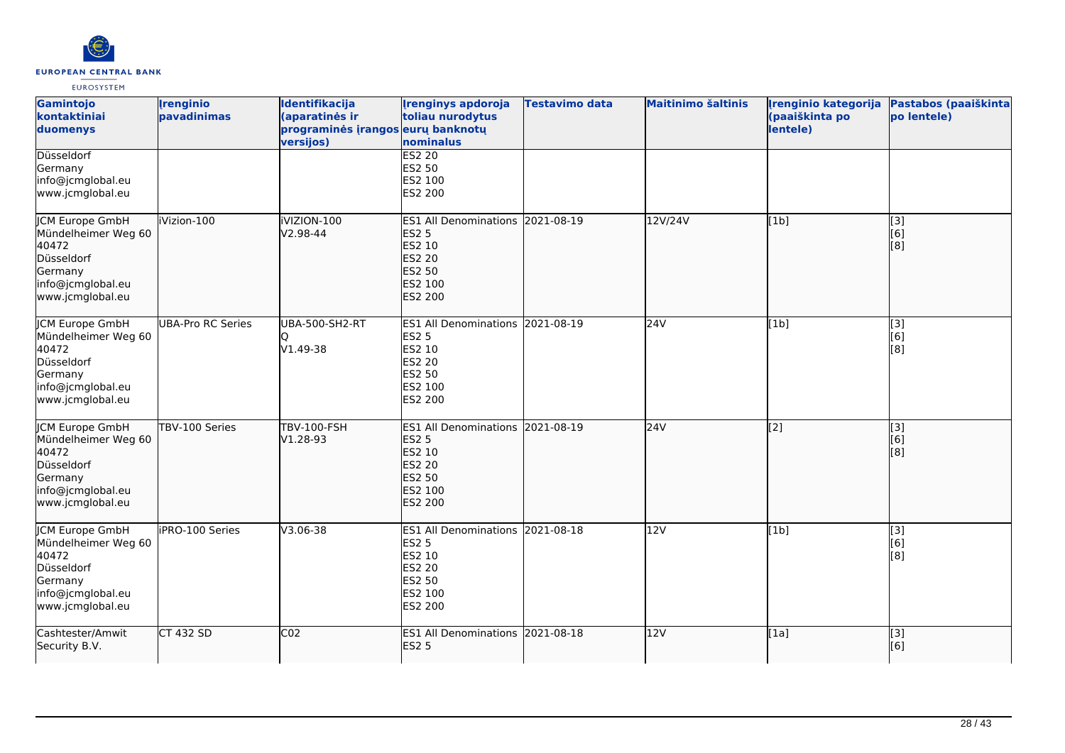| Gamintojo kontaktiniai duomenys | Įrenginio pavadinimas | Identifikacija (aparatinės ir programinės įrangos versijos) | Įrenginys apdoroja toliau nurodytus eurų banknotų nominalus | Testavimo data | Maitinimo šaltinis | Įrenginio kategorija (paaiškinta po lentele) | Pastabos (paaiškinta po lentele) |
|---|---|---|---|---|---|---|---|
| Düsseldorf<br>Germany<br>info@jcmglobal.eu<br>www.jcmglobal.eu | | | ES2 20<br>ES2 50<br>ES2 100<br>ES2 200 | | | | |
| JCM Europe GmbH<br>Mündelheimer Weg 60<br>40472<br>Düsseldorf<br>Germany<br>info@jcmglobal.eu<br>www.jcmglobal.eu | iVizion-100 | iVIZION-100<br>V2.98-44 | ES1 All Denominations<br>ES2 5<br>ES2 10<br>ES2 20<br>ES2 50<br>ES2 100<br>ES2 200 | 2021-08-19 | 12V/24V | [1b] | [3]<br>[6]<br>[8] |
| JCM Europe GmbH<br>Mündelheimer Weg 60<br>40472<br>Düsseldorf<br>Germany<br>info@jcmglobal.eu<br>www.jcmglobal.eu | UBA-Pro RC Series | UBA-500-SH2-RT<br>Q<br>V1.49-38 | ES1 All Denominations<br>ES2 5<br>ES2 10<br>ES2 20<br>ES2 50<br>ES2 100<br>ES2 200 | 2021-08-19 | 24V | [1b] | [3]<br>[6]<br>[8] |
| JCM Europe GmbH<br>Mündelheimer Weg 60<br>40472<br>Düsseldorf<br>Germany<br>info@jcmglobal.eu<br>www.jcmglobal.eu | TBV-100 Series | TBV-100-FSH<br>V1.28-93 | ES1 All Denominations<br>ES2 5<br>ES2 10<br>ES2 20<br>ES2 50<br>ES2 100<br>ES2 200 | 2021-08-19 | 24V | [2] | [3]<br>[6]<br>[8] |
| JCM Europe GmbH<br>Mündelheimer Weg 60<br>40472<br>Düsseldorf<br>Germany<br>info@jcmglobal.eu<br>www.jcmglobal.eu | iPRO-100 Series | V3.06-38 | ES1 All Denominations<br>ES2 5<br>ES2 10<br>ES2 20<br>ES2 50<br>ES2 100<br>ES2 200 | 2021-08-18 | 12V | [1b] | [3]<br>[6]<br>[8] |
| Cashtester/Amwit Security B.V. | CT 432 SD | C02 | ES1 All Denominations<br>ES2 5 | 2021-08-18 | 12V | [1a] | [3]<br>[6] |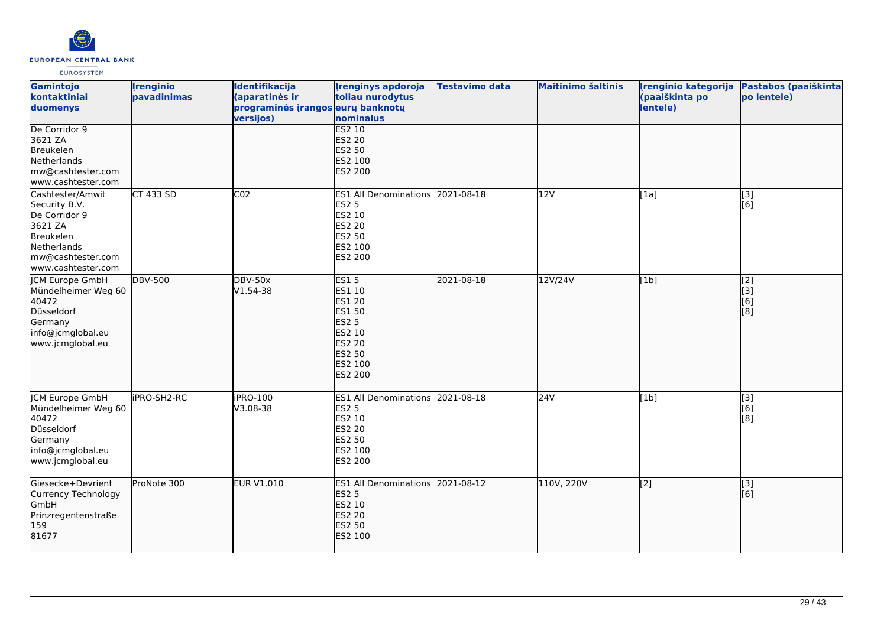| Gamintojo kontaktiniai duomenys | Įrenginio pavadinimas | Identifikacija (aparatinės ir programinės įrangos versijos) | Įrenginys apdoroja toliau nurodytus eurų banknotų nominalus | Testavimo data | Maitinimo šaltinis | Įrenginio kategorija (paaiškinta po lentele) | Pastabos (paaiškinta po lentele) |
|---|---|---|---|---|---|---|---|
| De Corridor 9<br>3621 ZA<br>Breukelen<br>Netherlands<br>mw@cashtester.com<br>www.cashtester.com | | | ES2 10<br>ES2 20<br>ES2 50<br>ES2 100<br>ES2 200 | | | | |
| Cashtester/Amwit Security B.V.<br>De Corridor 9<br>3621 ZA<br>Breukelen<br>Netherlands<br>mw@cashtester.com<br>www.cashtester.com | CT 433 SD | C02 | ES1 All Denominations<br>ES2 5<br>ES2 10<br>ES2 20<br>ES2 50<br>ES2 100<br>ES2 200 | 2021-08-18 | 12V | [1a] | [3]<br>[6] |
| JCM Europe GmbH<br>Mündelheimer Weg 60<br>40472<br>Düsseldorf<br>Germany<br>info@jcmglobal.eu<br>www.jcmglobal.eu | DBV-500 | DBV-50x<br>V1.54-38 | ES1 5<br>ES1 10<br>ES1 20<br>ES1 50<br>ES2 5<br>ES2 10<br>ES2 20<br>ES2 50<br>ES2 100<br>ES2 200 | 2021-08-18 | 12V/24V | [1b] | [2]<br>[3]<br>[6]<br>[8] |
| JCM Europe GmbH<br>Mündelheimer Weg 60<br>40472<br>Düsseldorf<br>Germany<br>info@jcmglobal.eu<br>www.jcmglobal.eu | iPRO-SH2-RC | iPRO-100<br>V3.08-38 | ES1 All Denominations<br>ES2 5<br>ES2 10<br>ES2 20<br>ES2 50<br>ES2 100<br>ES2 200 | 2021-08-18 | 24V | [1b] | [3]<br>[6]<br>[8] |
| Giesecke+Devrient Currency Technology GmbH<br>Prinzregentenstraße 159<br>81677 | ProNote 300 | EUR V1.010 | ES1 All Denominations<br>ES2 5<br>ES2 10<br>ES2 20<br>ES2 50<br>ES2 100 | 2021-08-12 | 110V, 220V | [2] | [3]<br>[6] |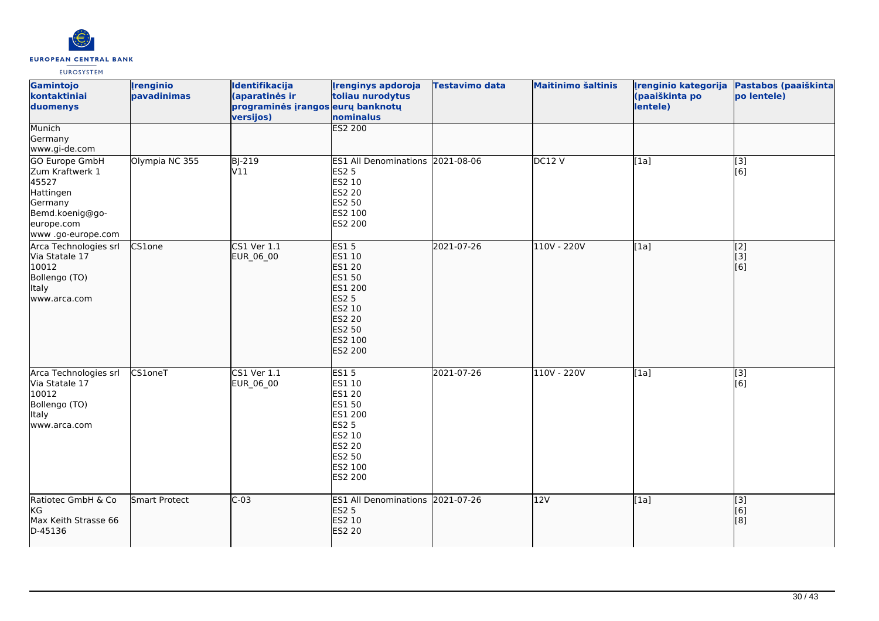| Gamintojo kontaktiniai duomenys | Įrenginio pavadinimas | Identifikacija (aparatinės ir programinės įrangos versijos) | Įrenginys apdoroja toliau nurodytus eurų banknotų nominalus | Testavimo data | Maitinimo šaltinis | Įrenginio kategorija (paaiškinta po lentele) | Pastabos (paaiškinta po lentele) |
|---|---|---|---|---|---|---|---|
| Munich<br>Germany<br>www.gi-de.com | | | ES2 200 | | | | |
| GO Europe GmbH<br>Zum Kraftwerk 1<br>45527<br>Hattingen<br>Germany<br>Bemd.koenig@go-europe.com<br>www .go-europe.com | Olympia NC 355 | BJ-219<br>V11 | ES1 All Denominations<br>ES2 5<br>ES2 10<br>ES2 20<br>ES2 50<br>ES2 100<br>ES2 200 | 2021-08-06 | DC12 V | [1a] | [3]<br>[6] |
| Arca Technologies srl<br>Via Statale 17<br>10012<br>Bollengo (TO)<br>Italy<br>www.arca.com | CS1one | CS1 Ver 1.1<br>EUR_06_00 | ES1 5<br>ES1 10<br>ES1 20<br>ES1 50<br>ES1 200<br>ES2 5<br>ES2 10<br>ES2 20<br>ES2 50<br>ES2 100<br>ES2 200 | 2021-07-26 | 110V - 220V | [1a] | [2]<br>[3]<br>[6] |
| Arca Technologies srl<br>Via Statale 17<br>10012<br>Bollengo (TO)<br>Italy<br>www.arca.com | CS1oneT | CS1 Ver 1.1<br>EUR_06_00 | ES1 5<br>ES1 10<br>ES1 20<br>ES1 50<br>ES1 200<br>ES2 5<br>ES2 10<br>ES2 20<br>ES2 50<br>ES2 100<br>ES2 200 | 2021-07-26 | 110V - 220V | [1a] | [3]<br>[6] |
| Ratiotec GmbH & Co KG<br>Max Keith Strasse 66<br>D-45136 | Smart Protect | C-03 | ES1 All Denominations<br>ES2 5<br>ES2 10<br>ES2 20 | 2021-07-26 | 12V | [1a] | [3]<br>[6]<br>[8] |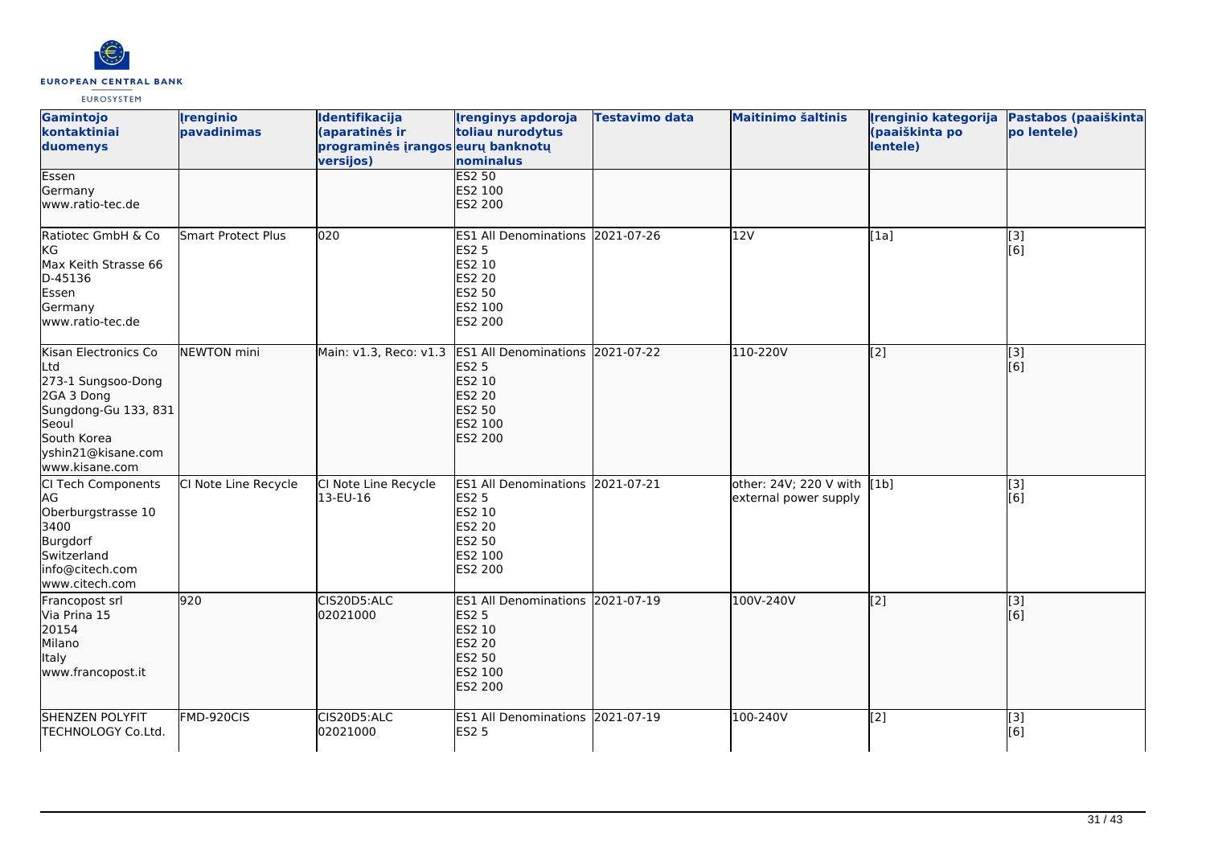| Gamintojo kontaktiniai duomenys | Įrenginio pavadinimas | Identifikacija (aparatinės ir programinės įrangos versijos) | Įrenginys apdoroja toliau nurodytus eurų banknotų nominalus | Testavimo data | Maitinimo šaltinis | Įrenginio kategorija (paaiškinta po lentele) | Pastabos (paaiškinta po lentele) |
|---|---|---|---|---|---|---|---|
| Essen<br>Germany<br>www.ratio-tec.de | | | ES2 50<br>ES2 100<br>ES2 200 | | | | |
| Ratiotec GmbH & Co KG<br>Max Keith Strasse 66<br>D-45136<br>Essen<br>Germany<br>www.ratio-tec.de | Smart Protect Plus | 020 | ES1 All Denominations<br>ES2 5<br>ES2 10<br>ES2 20<br>ES2 50<br>ES2 100<br>ES2 200 | 2021-07-26 | 12V | [1a] | [3]<br>[6] |
| Kisan Electronics Co Ltd<br>273-1 Sungsoo-Dong<br>2GA 3 Dong<br>Sungdong-Gu 133, 831<br>Seoul<br>South Korea<br>yshin21@kisane.com<br>www.kisane.com | NEWTON mini | Main: v1.3, Reco: v1.3 | ES1 All Denominations<br>ES2 5<br>ES2 10<br>ES2 20<br>ES2 50<br>ES2 100<br>ES2 200 | 2021-07-22 | 110-220V | [2] | [3]<br>[6] |
| CI Tech Components AG<br>Oberburgstrasse 10<br>3400<br>Burgdorf<br>Switzerland<br>info@citech.com<br>www.citech.com | CI Note Line Recycle | CI Note Line Recycle 13-EU-16 | ES1 All Denominations<br>ES2 5<br>ES2 10<br>ES2 20<br>ES2 50<br>ES2 100<br>ES2 200 | 2021-07-21 | other: 24V; 220 V with external power supply | [1b] | [3]<br>[6] |
| Francopost srl<br>Via Prina 15<br>20154<br>Milano<br>Italy<br>www.francopost.it | 920 | CIS20D5:ALC 02021000 | ES1 All Denominations<br>ES2 5<br>ES2 10<br>ES2 20<br>ES2 50<br>ES2 100<br>ES2 200 | 2021-07-19 | 100V-240V | [2] | [3]<br>[6] |
| SHENZEN POLYFIT TECHNOLOGY Co.Ltd. | FMD-920CIS | CIS20D5:ALC 02021000 | ES1 All Denominations<br>ES2 5 | 2021-07-19 | 100-240V | [2] | [3]<br>[6] |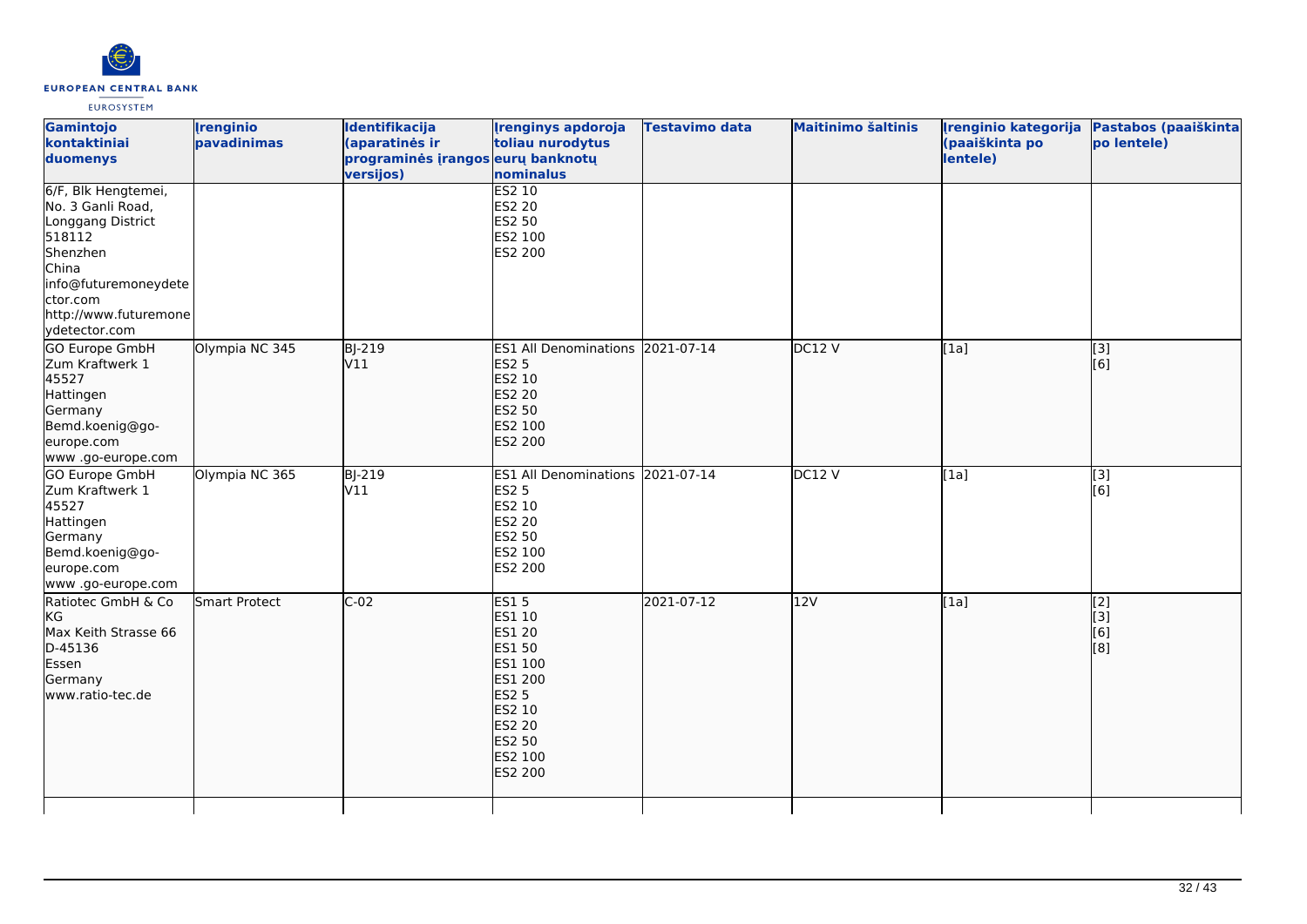| Gamintojo kontaktiniai duomenys | Įrenginio pavadinimas | Identifikacija (aparatinės ir programinės įrangos versijos) | Įrenginys apdoroja toliau nurodytus eurų banknotų nominalus | Testavimo data | Maitinimo šaltinis | Įrenginio kategorija (paaiškinta po lentele) | Pastabos (paaiškinta po lentele) |
|---|---|---|---|---|---|---|---|
| 6/F, Blk Hengtemei, No. 3 Ganli Road, Longgang District 518112 Shenzhen China info@futuremoneydetector.com http://www.futuremoneydetector.com | | | ES2 10 ES2 20 ES2 50 ES2 100 ES2 200 | | | | |
| GO Europe GmbH Zum Kraftwerk 1 45527 Hattingen Germany Bemd.koenig@go-europe.com www .go-europe.com | Olympia NC 345 | BJ-219 V11 | ES1 All Denominations ES2 5 ES2 10 ES2 20 ES2 50 ES2 100 ES2 200 | 2021-07-14 | DC12 V | [1a] | [3] [6] |
| GO Europe GmbH Zum Kraftwerk 1 45527 Hattingen Germany Bemd.koenig@go-europe.com www .go-europe.com | Olympia NC 365 | BJ-219 V11 | ES1 All Denominations ES2 5 ES2 10 ES2 20 ES2 50 ES2 100 ES2 200 | 2021-07-14 | DC12 V | [1a] | [3] [6] |
| Ratiotec GmbH & Co KG Max Keith Strasse 66 D-45136 Essen Germany www.ratio-tec.de | Smart Protect | C-02 | ES1 5 ES1 10 ES1 20 ES1 50 ES1 100 ES1 200 ES2 5 ES2 10 ES2 20 ES2 50 ES2 100 ES2 200 | 2021-07-12 | 12V | [1a] | [2] [3] [6] [8] |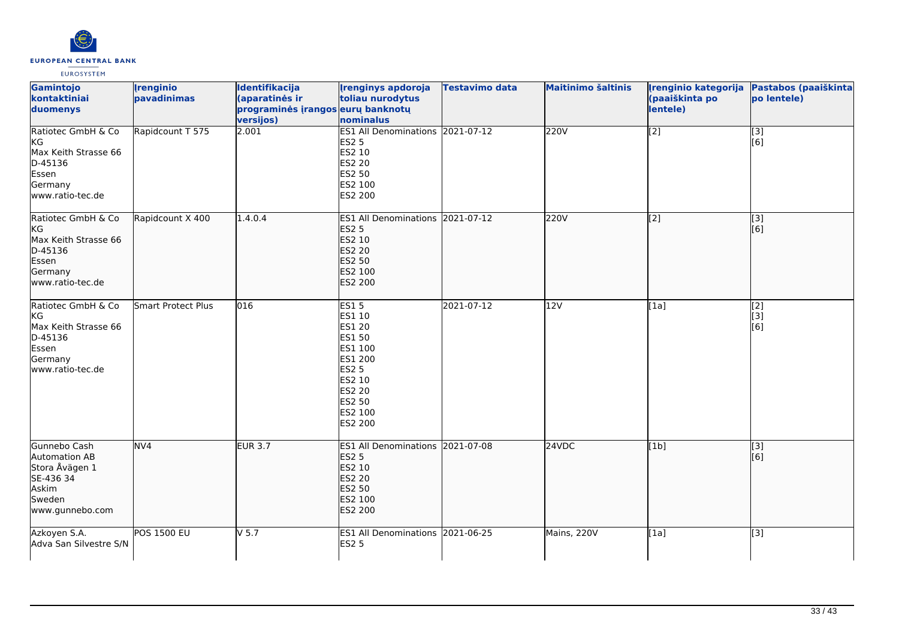| Gamintojo kontaktiniai duomenys | Įrenginio pavadinimas | Identifikacija (aparatinės ir programinės įrangos versijos) | Įrenginys apdoroja toliau nurodytus eurų banknotų nominalus | Testavimo data | Maitinimo šaltinis | Įrenginio kategorija (paaiškinta po lentele) | Pastabos (paaiškinta po lentele) |
|---|---|---|---|---|---|---|---|
| Ratiotec GmbH & Co KG<br>Max Keith Strasse 66<br>D-45136<br>Essen<br>Germany<br>www.ratio-tec.de | Rapidcount T 575 | 2.001 | ES1 All Denominations<br>ES2 5<br>ES2 10<br>ES2 20<br>ES2 50<br>ES2 100<br>ES2 200 | 2021-07-12 | 220V | [2] | [3]<br>[6] |
| Ratiotec GmbH & Co KG<br>Max Keith Strasse 66<br>D-45136<br>Essen<br>Germany<br>www.ratio-tec.de | Rapidcount X 400 | 1.4.0.4 | ES1 All Denominations<br>ES2 5<br>ES2 10<br>ES2 20<br>ES2 50<br>ES2 100<br>ES2 200 | 2021-07-12 | 220V | [2] | [3]<br>[6] |
| Ratiotec GmbH & Co KG<br>Max Keith Strasse 66<br>D-45136<br>Essen<br>Germany<br>www.ratio-tec.de | Smart Protect Plus | 016 | ES1 5<br>ES1 10<br>ES1 20<br>ES1 50<br>ES1 100<br>ES1 200<br>ES2 5<br>ES2 10<br>ES2 20<br>ES2 50<br>ES2 100<br>ES2 200 | 2021-07-12 | 12V | [1a] | [2]<br>[3]<br>[6] |
| Gunnebo Cash Automation AB<br>Stora Åvägen 1<br>SE-436 34<br>Askim<br>Sweden<br>www.gunnebo.com | NV4 | EUR 3.7 | ES1 All Denominations<br>ES2 5<br>ES2 10<br>ES2 20<br>ES2 50<br>ES2 100<br>ES2 200 | 2021-07-08 | 24VDC | [1b] | [3]<br>[6] |
| Azkoyen S.A.<br>Adva San Silvestre S/N | POS 1500 EU | V 5.7 | ES1 All Denominations<br>ES2 5 | 2021-06-25 | Mains, 220V | [1a] | [3] |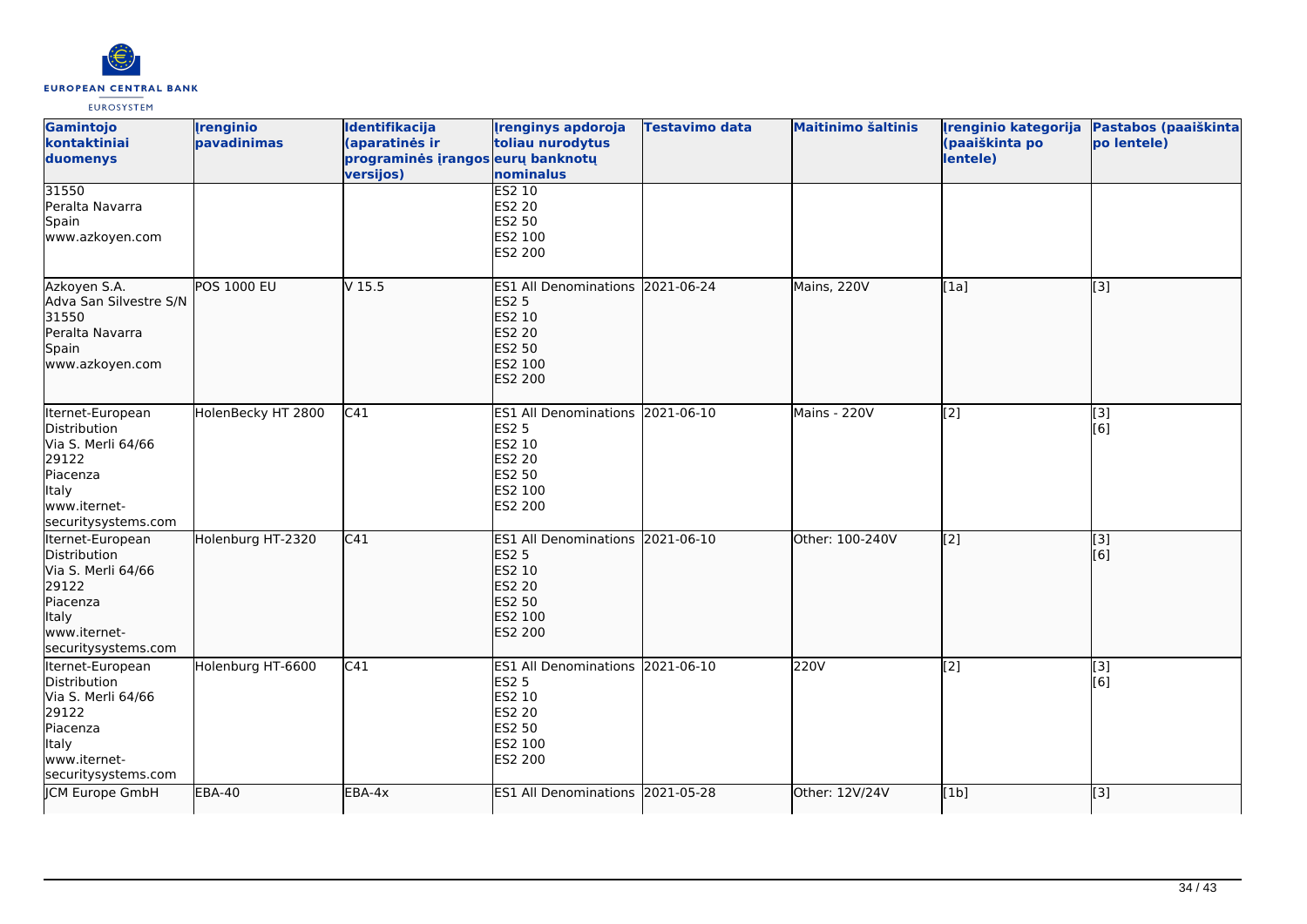| Gamintojo kontaktiniai duomenys | Įrenginio pavadinimas | Identifikacija (aparatinės ir programinės įrangos versijos) | Įrenginys apdoroja toliau nurodytus eurų banknotų nominalus | Testavimo data | Maitinimo šaltinis | Įrenginio kategorija (paaiškinta po lentele) | Pastabos (paaiškinta po lentele) |
|---|---|---|---|---|---|---|---|
| 31550<br>Peralta Navarra<br>Spain<br>www.azkoyen.com | | | ES2 10<br>ES2 20<br>ES2 50<br>ES2 100<br>ES2 200 | | | | |
| Azkoyen S.A.<br>Adva San Silvestre S/N<br>31550<br>Peralta Navarra<br>Spain<br>www.azkoyen.com | POS 1000 EU | V 15.5 | ES1 All Denominations<br>ES2 5<br>ES2 10<br>ES2 20<br>ES2 50<br>ES2 100<br>ES2 200 | 2021-06-24 | Mains, 220V | [1a] | [3] |
| Iternet-European Distribution<br>Via S. Merli 64/66<br>29122<br>Piacenza<br>Italy<br>www.iternet-securitysystems.com | HolenBecky HT 2800 | C41 | ES1 All Denominations<br>ES2 5<br>ES2 10<br>ES2 20<br>ES2 50<br>ES2 100<br>ES2 200 | 2021-06-10 | Mains - 220V | [2] | [3]<br>[6] |
| Iternet-European Distribution<br>Via S. Merli 64/66<br>29122<br>Piacenza<br>Italy<br>www.iternet-securitysystems.com | Holenburg HT-2320 | C41 | ES1 All Denominations<br>ES2 5<br>ES2 10<br>ES2 20<br>ES2 50<br>ES2 100<br>ES2 200 | 2021-06-10 | Other: 100-240V | [2] | [3]<br>[6] |
| Iternet-European Distribution<br>Via S. Merli 64/66<br>29122<br>Piacenza<br>Italy<br>www.iternet-securitysystems.com | Holenburg HT-6600 | C41 | ES1 All Denominations<br>ES2 5<br>ES2 10<br>ES2 20<br>ES2 50<br>ES2 100<br>ES2 200 | 2021-06-10 | 220V | [2] | [3]<br>[6] |
| JCM Europe GmbH | EBA-40 | EBA-4x | ES1 All Denominations | 2021-05-28 | Other: 12V/24V | [1b] | [3] |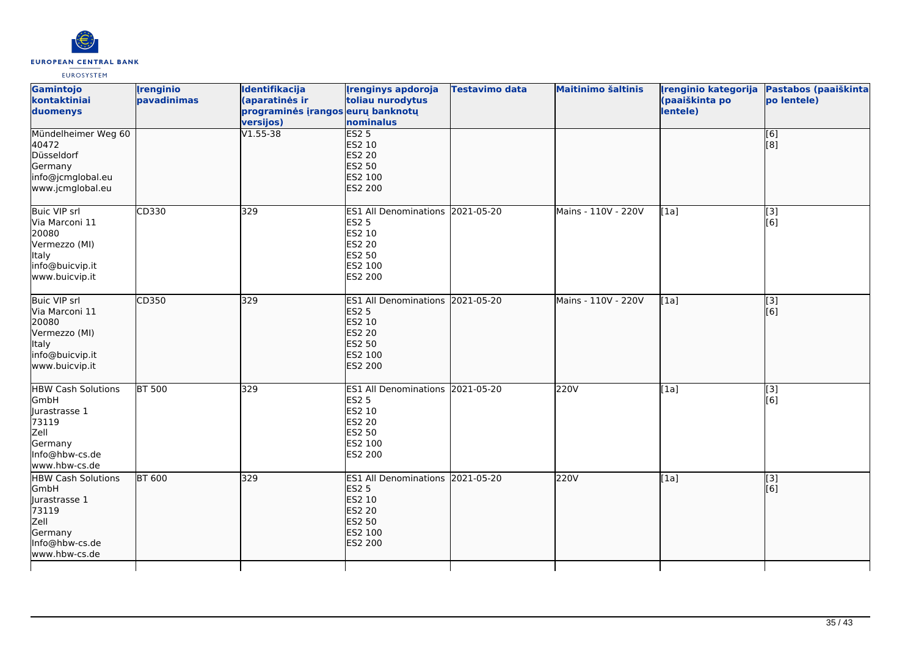| Gamintojo kontaktiniai duomenys | Įrenginio pavadinimas | Identifikacija (aparatinės ir programinės įrangos versijos) | Įrenginys apdoroja toliau nurodytus eurų banknotų nominalus | Testavimo data | Maitinimo šaltinis | Įrenginio kategorija (paaiškinta po lentele) | Pastabos (paaiškinta po lentele) |
| --- | --- | --- | --- | --- | --- | --- | --- |
| Mündelheimer Weg 60<br>40472<br>Düsseldorf<br>Germany<br>info@jcmglobal.eu<br>www.jcmglobal.eu | | V1.55-38 | ES2 5<br>ES2 10<br>ES2 20<br>ES2 50<br>ES2 100<br>ES2 200 | | | | [6]<br>[8] |
| Buic VIP srl<br>Via Marconi 11<br>20080<br>Vermezzo (MI)<br>Italy<br>info@buicvip.it<br>www.buicvip.it | CD330 | 329 | ES1 All Denominations<br>ES2 5<br>ES2 10<br>ES2 20<br>ES2 50<br>ES2 100<br>ES2 200 | 2021-05-20 | Mains - 110V - 220V | [1a] | [3]<br>[6] |
| Buic VIP srl<br>Via Marconi 11<br>20080<br>Vermezzo (MI)<br>Italy<br>info@buicvip.it<br>www.buicvip.it | CD350 | 329 | ES1 All Denominations<br>ES2 5<br>ES2 10<br>ES2 20<br>ES2 50<br>ES2 100<br>ES2 200 | 2021-05-20 | Mains - 110V - 220V | [1a] | [3]<br>[6] |
| HBW Cash Solutions GmbH<br>Jurastrasse 1<br>73119<br>Zell<br>Germany<br>Info@hbw-cs.de<br>www.hbw-cs.de | BT 500 | 329 | ES1 All Denominations<br>ES2 5<br>ES2 10<br>ES2 20<br>ES2 50<br>ES2 100<br>ES2 200 | 2021-05-20 | 220V | [1a] | [3]<br>[6] |
| HBW Cash Solutions GmbH<br>Jurastrasse 1<br>73119<br>Zell<br>Germany<br>Info@hbw-cs.de<br>www.hbw-cs.de | BT 600 | 329 | ES1 All Denominations<br>ES2 5<br>ES2 10<br>ES2 20<br>ES2 50<br>ES2 100<br>ES2 200 | 2021-05-20 | 220V | [1a] | [3]<br>[6] |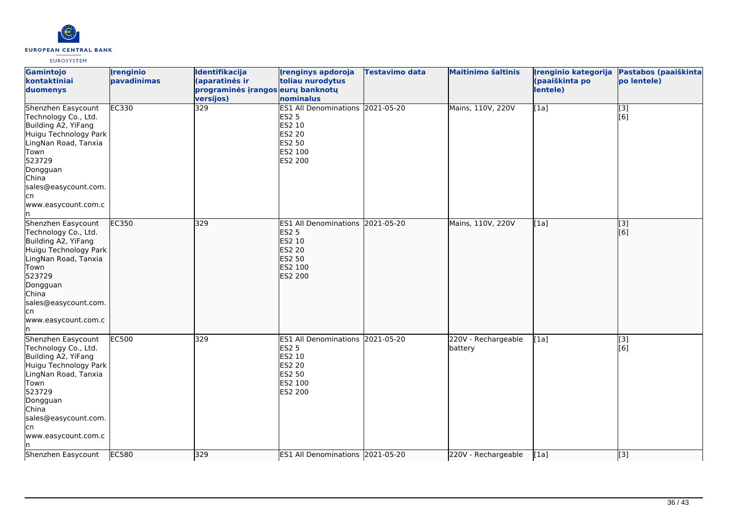| Gamintojo kontaktiniai duomenys | Įrenginio pavadinimas | Identifikacija (aparatinės ir programinės įrangos versijos) | Įrenginys apdoroja toliau nurodytus eurų banknotų nominalus | Testavimo data | Maitinimo šaltinis | Įrenginio kategorija (paaiškinta po lentele) | Pastabos (paaiškinta po lentele) |
|---|---|---|---|---|---|---|---|
| Shenzhen Easycount Technology Co., Ltd.<br>Building A2, YiFang Huigu Technology Park LingNan Road, Tanxia Town<br>523729<br>Dongguan<br>China<br>sales@easycount.com.cn<br>www.easycount.com.cn | EC330 | 329 | ES1 All Denominations<br>ES2 5<br>ES2 10<br>ES2 20<br>ES2 50<br>ES2 100<br>ES2 200 | 2021-05-20 | Mains, 110V, 220V | [1a] | [3]<br>[6] |
| Shenzhen Easycount Technology Co., Ltd.<br>Building A2, YiFang Huigu Technology Park LingNan Road, Tanxia Town<br>523729<br>Dongguan<br>China<br>sales@easycount.com.cn<br>www.easycount.com.cn | EC350 | 329 | ES1 All Denominations<br>ES2 5<br>ES2 10<br>ES2 20<br>ES2 50<br>ES2 100<br>ES2 200 | 2021-05-20 | Mains, 110V, 220V | [1a] | [3]<br>[6] |
| Shenzhen Easycount Technology Co., Ltd.<br>Building A2, YiFang Huigu Technology Park LingNan Road, Tanxia Town<br>523729<br>Dongguan<br>China<br>sales@easycount.com.cn<br>www.easycount.com.cn | EC500 | 329 | ES1 All Denominations<br>ES2 5<br>ES2 10<br>ES2 20<br>ES2 50<br>ES2 100<br>ES2 200 | 2021-05-20 | 220V - Rechargeable battery | [1a] | [3]<br>[6] |
| Shenzhen Easycount | EC580 | 329 | ES1 All Denominations | 2021-05-20 | 220V - Rechargeable | [1a] | [3] |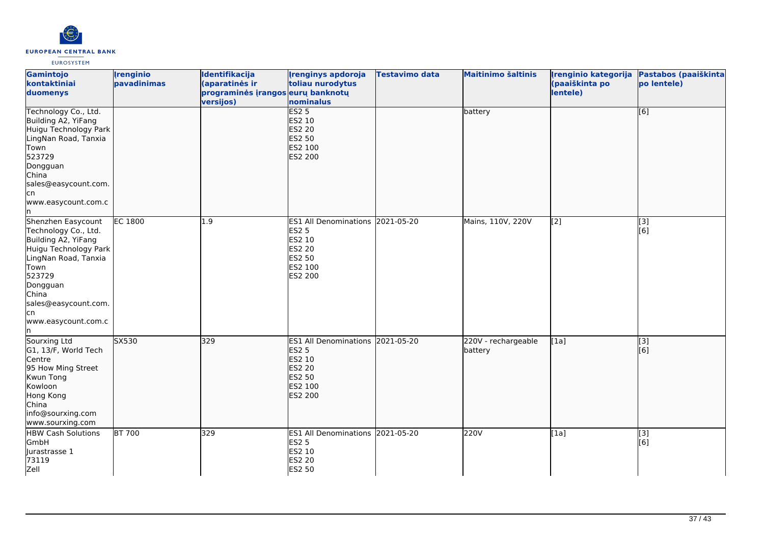| Gamintojo kontaktiniai duomenys | Įrenginio pavadinimas | Identifikacija (aparatinės ir programinės įrangos versijos) | Įrenginys apdoroja toliau nurodytus eurų banknotų nominalus | Testavimo data | Maitinimo šaltinis | Įrenginio kategorija (paaiškinta po lentele) | Pastabos (paaiškinta po lentele) |
|---|---|---|---|---|---|---|---|
| Technology Co., Ltd.<br>Building A2, YiFang Huigu Technology Park<br>LingNan Road, Tanxia Town<br>523729<br>Dongguan<br>China<br>sales@easycount.com.cn<br>www.easycount.com.cn | | | ES2 5<br>ES2 10<br>ES2 20<br>ES2 50<br>ES2 100<br>ES2 200 | | battery | | [6] |
| Shenzhen Easycount Technology Co., Ltd.<br>Building A2, YiFang Huigu Technology Park<br>LingNan Road, Tanxia Town<br>523729<br>Dongguan<br>China<br>sales@easycount.com.cn<br>www.easycount.com.cn | EC 1800 | 1.9 | ES1 All Denominations<br>ES2 5<br>ES2 10<br>ES2 20<br>ES2 50<br>ES2 100<br>ES2 200 | 2021-05-20 | Mains, 110V, 220V | [2] | [3]<br>[6] |
| Sourxing Ltd<br>G1, 13/F, World Tech Centre<br>95 How Ming Street<br>Kwun Tong<br>Kowloon<br>Hong Kong<br>China<br>info@sourxing.com<br>www.sourxing.com | SX530 | 329 | ES1 All Denominations<br>ES2 5<br>ES2 10<br>ES2 20<br>ES2 50<br>ES2 100<br>ES2 200 | 2021-05-20 | 220V - rechargeable battery | [1a] | [3]<br>[6] |
| HBW Cash Solutions GmbH<br>Jurastrasse 1<br>73119<br>Zell | BT 700 | 329 | ES1 All Denominations<br>ES2 5<br>ES2 10<br>ES2 20<br>ES2 50 | 2021-05-20 | 220V | [1a] | [3]<br>[6] |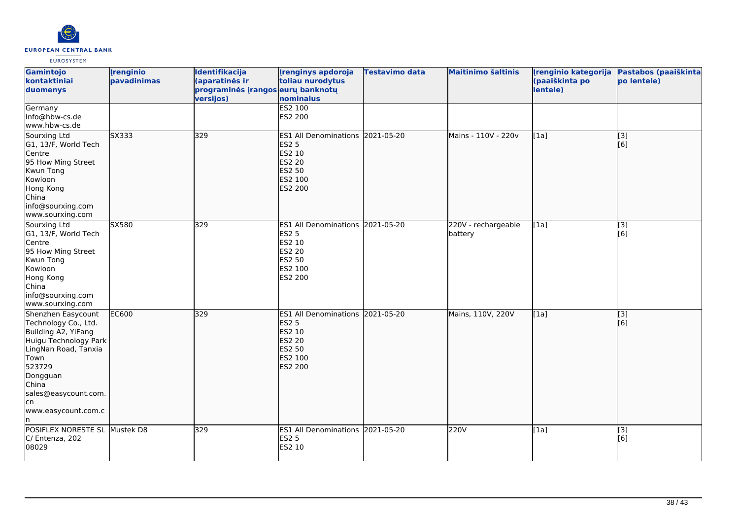| Gamintojo kontaktiniai duomenys | Įrenginio pavadinimas | Identifikacija (aparatinės ir programinės įrangos versijos) | Įrenginys apdoroja toliau nurodytus eurų banknotų nominalus | Testavimo data | Maitinimo šaltinis | Įrenginio kategorija (paaiškinta po lentele) | Pastabos (paaiškinta po lentele) |
|---|---|---|---|---|---|---|---|
| Germany<br>Info@hbw-cs.de<br>www.hbw-cs.de | | | ES2 100<br>ES2 200 | | | | |
| Sourxing Ltd<br>G1, 13/F, World Tech Centre<br>95 How Ming Street<br>Kwun Tong<br>Kowloon<br>Hong Kong<br>China<br>info@sourxing.com<br>www.sourxing.com | SX333 | 329 | ES1 All Denominations<br>ES2 5<br>ES2 10<br>ES2 20<br>ES2 50<br>ES2 100<br>ES2 200 | 2021-05-20 | Mains - 110V - 220v | [1a] | [3]<br>[6] |
| Sourxing Ltd<br>G1, 13/F, World Tech Centre<br>95 How Ming Street<br>Kwun Tong<br>Kowloon<br>Hong Kong<br>China<br>info@sourxing.com<br>www.sourxing.com | SX580 | 329 | ES1 All Denominations<br>ES2 5<br>ES2 10<br>ES2 20<br>ES2 50<br>ES2 100<br>ES2 200 | 2021-05-20 | 220V - rechargeable battery | [1a] | [3]<br>[6] |
| Shenzhen Easycount Technology Co., Ltd.<br>Building A2, YiFang Huigu Technology Park<br>LingNan Road, Tanxia Town<br>523729<br>Dongguan<br>China<br>sales@easycount.com.cn<br>www.easycount.com.cn | EC600 | 329 | ES1 All Denominations<br>ES2 5<br>ES2 10<br>ES2 20<br>ES2 50<br>ES2 100<br>ES2 200 | 2021-05-20 | Mains, 110V, 220V | [1a] | [3]<br>[6] |
| POSIFLEX NORESTE SL<br>C/ Entenza, 202<br>08029 | Mustek D8 | 329 | ES1 All Denominations<br>ES2 5<br>ES2 10 | 2021-05-20 | 220V | [1a] | [3]<br>[6] |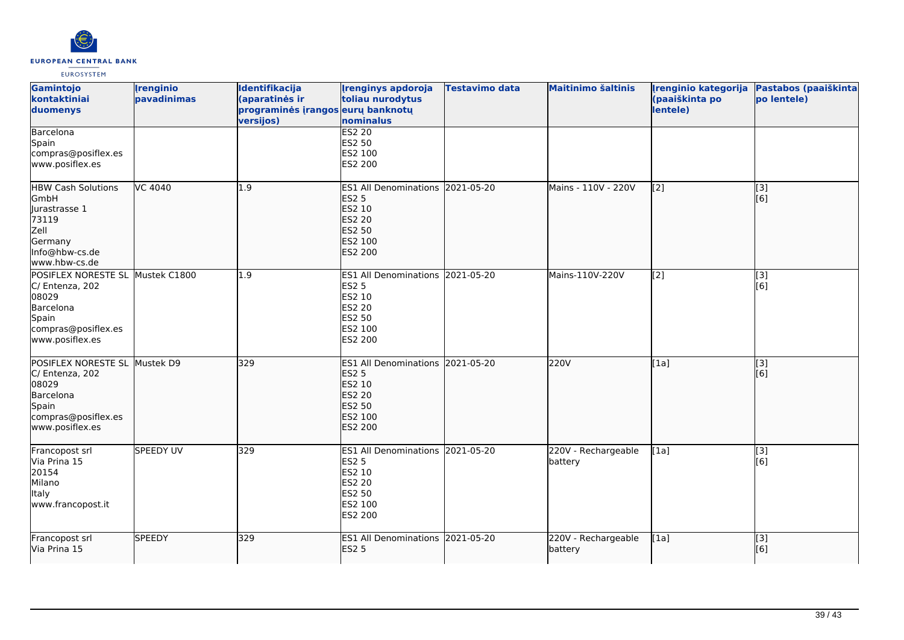| Gamintojo kontaktiniai duomenys | Įrenginio pavadinimas | Identifikacija (aparatinės ir programinės įrangos versijos) | Įrenginys apdoroja toliau nurodytus eurų banknotų nominalus | Testavimo data | Maitinimo šaltinis | Įrenginio kategorija (paaiškinta po lentele) | Pastabos (paaiškinta po lentele) |
|---|---|---|---|---|---|---|---|
| Barcelona<br>Spain<br>compras@posiflex.es<br>www.posiflex.es | | | ES2 20<br>ES2 50<br>ES2 100<br>ES2 200 | | | | |
| HBW Cash Solutions GmbH<br>Jurastrasse 1<br>73119<br>Zell<br>Germany<br>Info@hbw-cs.de<br>www.hbw-cs.de | VC 4040 | 1.9 | ES1 All Denominations<br>ES2 5<br>ES2 10<br>ES2 20<br>ES2 50<br>ES2 100<br>ES2 200 | 2021-05-20 | Mains - 110V - 220V | [2] | [3]<br>[6] |
| POSIFLEX NORESTE SL<br>C/ Entenza, 202<br>08029<br>Barcelona<br>Spain<br>compras@posiflex.es<br>www.posiflex.es | Mustek C1800 | 1.9 | ES1 All Denominations<br>ES2 5<br>ES2 10<br>ES2 20<br>ES2 50<br>ES2 100<br>ES2 200 | 2021-05-20 | Mains-110V-220V | [2] | [3]<br>[6] |
| POSIFLEX NORESTE SL<br>C/ Entenza, 202<br>08029<br>Barcelona<br>Spain<br>compras@posiflex.es<br>www.posiflex.es | Mustek D9 | 329 | ES1 All Denominations<br>ES2 5<br>ES2 10<br>ES2 20<br>ES2 50<br>ES2 100<br>ES2 200 | 2021-05-20 | 220V | [1a] | [3]<br>[6] |
| Francopost srl<br>Via Prina 15<br>20154<br>Milano<br>Italy<br>www.francopost.it | SPEEDY UV | 329 | ES1 All Denominations<br>ES2 5<br>ES2 10<br>ES2 20<br>ES2 50<br>ES2 100<br>ES2 200 | 2021-05-20 | 220V - Rechargeable battery | [1a] | [3]<br>[6] |
| Francopost srl<br>Via Prina 15 | SPEEDY | 329 | ES1 All Denominations<br>ES2 5 | 2021-05-20 | 220V - Rechargeable battery | [1a] | [3]<br>[6] |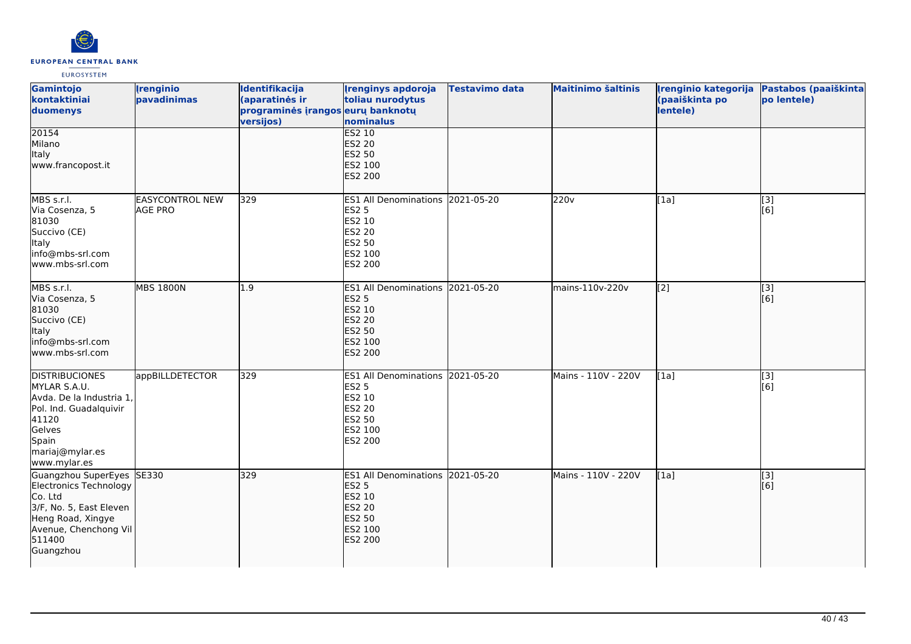| Gamintojo kontaktiniai duomenys | Įrenginio pavadinimas | Identifikacija (aparatinės ir programinės įrangos versijos) | Įrenginys apdoroja toliau nurodytus eurų banknotų nominalus | Testavimo data | Maitinimo šaltinis | Įrenginio kategorija (paaiškinta po lentele) | Pastabos (paaiškinta po lentele) |
|---|---|---|---|---|---|---|---|
| 20154<br>Milano<br>Italy<br>www.francopost.it | | | ES2 10<br>ES2 20<br>ES2 50<br>ES2 100<br>ES2 200 | | | | |
| MBS s.r.l.<br>Via Cosenza, 5<br>81030<br>Succivo (CE)<br>Italy<br>info@mbs-srl.com<br>www.mbs-srl.com | EASYCONTROL NEW AGE PRO | 329 | ES1 All Denominations<br>ES2 5<br>ES2 10<br>ES2 20<br>ES2 50<br>ES2 100<br>ES2 200 | 2021-05-20 | 220v | [1a] | [3]<br>[6] |
| MBS s.r.l.<br>Via Cosenza, 5<br>81030<br>Succivo (CE)<br>Italy<br>info@mbs-srl.com<br>www.mbs-srl.com | MBS 1800N | 1.9 | ES1 All Denominations<br>ES2 5<br>ES2 10<br>ES2 20<br>ES2 50<br>ES2 100<br>ES2 200 | 2021-05-20 | mains-110v-220v | [2] | [3]<br>[6] |
| DISTRIBUCIONES MYLAR S.A.U.<br>Avda. De la Industria 1, Pol. Ind. Guadalquivir<br>41120<br>Gelves<br>Spain<br>mariaj@mylar.es<br>www.mylar.es | appBILLDETECTOR | 329 | ES1 All Denominations<br>ES2 5<br>ES2 10<br>ES2 20<br>ES2 50<br>ES2 100<br>ES2 200 | 2021-05-20 | Mains - 110V - 220V | [1a] | [3]<br>[6] |
| Guangzhou SuperEyes Electronics Technology Co. Ltd<br>3/F, No. 5, East Eleven Heng Road, Xingye Avenue, Chenchong Vil<br>511400<br>Guangzhou | SE330 | 329 | ES1 All Denominations<br>ES2 5<br>ES2 10<br>ES2 20<br>ES2 50<br>ES2 100<br>ES2 200 | 2021-05-20 | Mains - 110V - 220V | [1a] | [3]<br>[6] |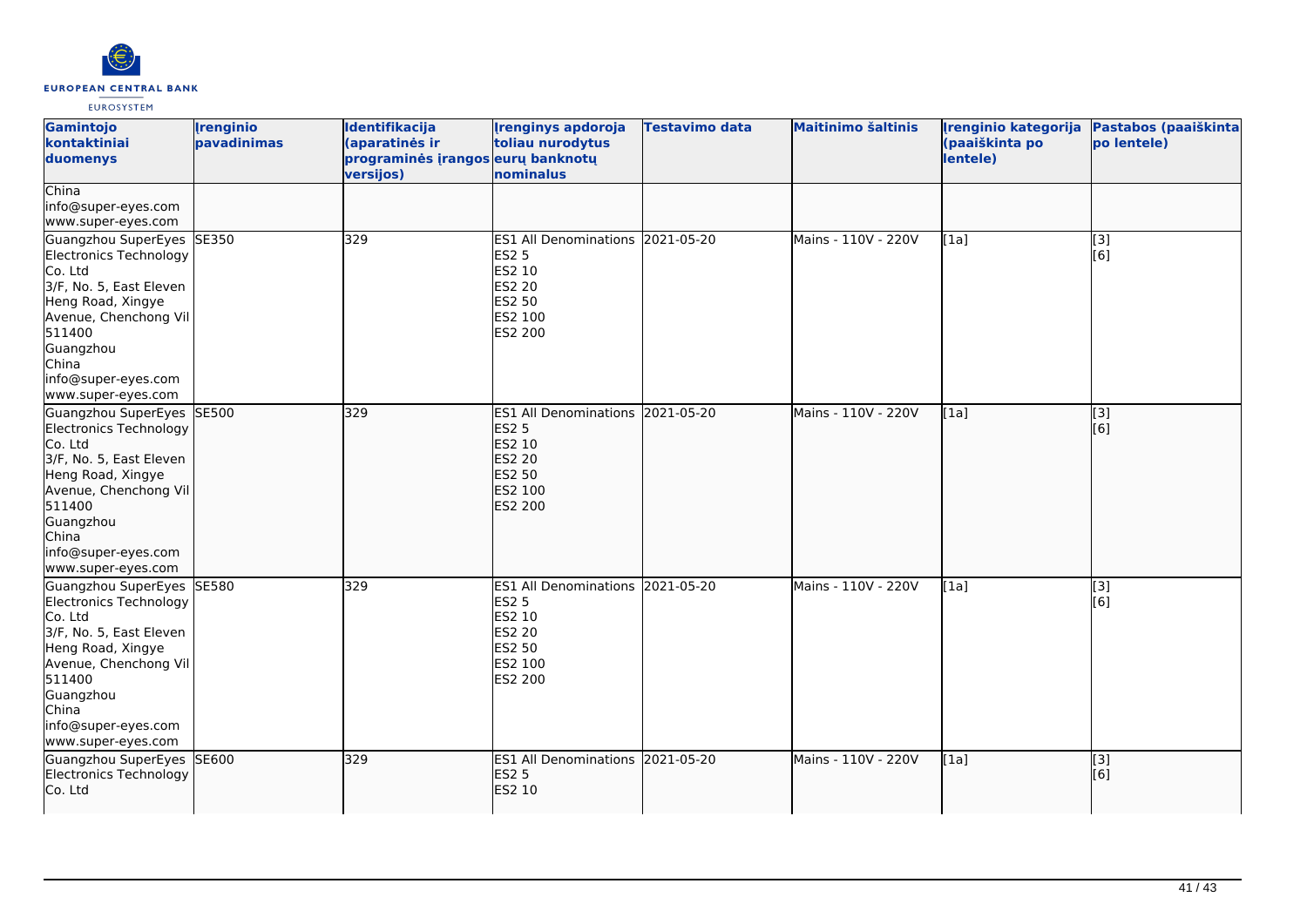| Gamintojo kontaktiniai duomenys | Įrenginio pavadinimas | Identifikacija (aparatinės ir programinės įrangos versijos) | Įrenginys apdoroja toliau nurodytus eurų banknotų nominalus | Testavimo data | Maitinimo šaltinis | Įrenginio kategorija (paaiškinta po lentele) | Pastabos (paaiškinta po lentele) |
|---|---|---|---|---|---|---|---|
| China<br>info@super-eyes.com<br>www.super-eyes.com | | | | | | | |
| Guangzhou SuperEyes Electronics Technology Co. Ltd<br>3/F, No. 5, East Eleven Heng Road, Xingye Avenue, Chenchong Vil<br>511400<br>Guangzhou<br>China<br>info@super-eyes.com<br>www.super-eyes.com | SE350 | 329 | ES1 All Denominations<br>ES2 5<br>ES2 10<br>ES2 20<br>ES2 50<br>ES2 100<br>ES2 200 | 2021-05-20 | Mains - 110V - 220V | [1a] | [3]<br>[6] |
| Guangzhou SuperEyes Electronics Technology Co. Ltd<br>3/F, No. 5, East Eleven Heng Road, Xingye Avenue, Chenchong Vil<br>511400<br>Guangzhou<br>China<br>info@super-eyes.com<br>www.super-eyes.com | SE500 | 329 | ES1 All Denominations<br>ES2 5<br>ES2 10<br>ES2 20<br>ES2 50<br>ES2 100<br>ES2 200 | 2021-05-20 | Mains - 110V - 220V | [1a] | [3]<br>[6] |
| Guangzhou SuperEyes Electronics Technology Co. Ltd<br>3/F, No. 5, East Eleven Heng Road, Xingye Avenue, Chenchong Vil<br>511400<br>Guangzhou<br>China<br>info@super-eyes.com<br>www.super-eyes.com | SE580 | 329 | ES1 All Denominations<br>ES2 5<br>ES2 10<br>ES2 20<br>ES2 50<br>ES2 100<br>ES2 200 | 2021-05-20 | Mains - 110V - 220V | [1a] | [3]<br>[6] |
| Guangzhou SuperEyes Electronics Technology Co. Ltd | SE600 | 329 | ES1 All Denominations<br>ES2 5<br>ES2 10 | 2021-05-20 | Mains - 110V - 220V | [1a] | [3]<br>[6] |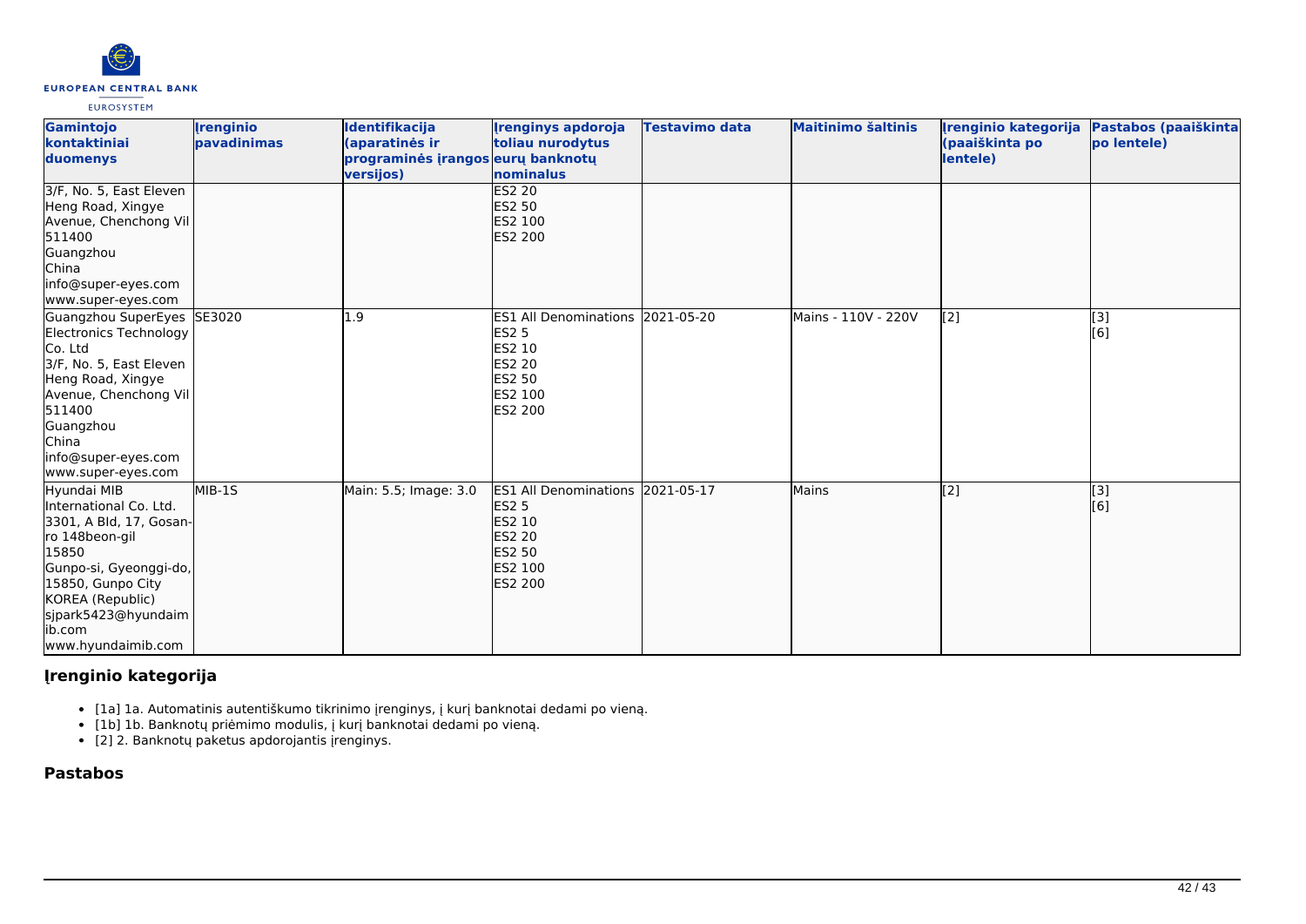| Gamintojo kontaktiniai duomenys | Įrenginio pavadinimas | Identifikacija (aparatinės ir programinės įrangos versijos) | Įrenginys apdoroja toliau nurodytus eurų banknotų nominalus | Testavimo data | Maitinimo šaltinis | Įrenginio kategorija (paaiškinta po lentele) | Pastabos (paaiškinta po lentele) |
|---|---|---|---|---|---|---|---|
| 3/F, No. 5, East Eleven Heng Road, Xingye Avenue, Chenchong Vil<br>511400<br>Guangzhou<br>China<br>info@super-eyes.com<br>www.super-eyes.com | | | ES2 20<br>ES2 50<br>ES2 100<br>ES2 200 | | | | |
| Guangzhou SuperEyes Electronics Technology Co. Ltd<br>3/F, No. 5, East Eleven Heng Road, Xingye Avenue, Chenchong Vil<br>511400<br>Guangzhou<br>China<br>info@super-eyes.com<br>www.super-eyes.com | SE3020 | 1.9 | ES1 All Denominations<br>ES2 5<br>ES2 10<br>ES2 20<br>ES2 50<br>ES2 100<br>ES2 200 | 2021-05-20 | Mains - 110V - 220V | [2] | [3]<br>[6] |
| Hyundai MIB International Co. Ltd.<br>3301, A Bld, 17, Gosan-ro 148beon-gil<br>15850<br>Gunpo-si, Gyeonggi-do, 15850, Gunpo City<br>KOREA (Republic)<br>sjpark5423@hyundaimib.com<br>www.hyundaimib.com | MIB-1S | Main: 5.5; Image: 3.0 | ES1 All Denominations<br>ES2 5<br>ES2 10<br>ES2 20<br>ES2 50<br>ES2 100<br>ES2 200 | 2021-05-17 | Mains | [2] | [3]<br>[6] |

## Įrenginio kategorija

- [1a] 1a. Automatinis autentiškumo tikrinimo įrenginys, į kurį banknotai dedami po vieną.
- [1b] 1b. Banknotų priėmimo modulis, į kurį banknotai dedami po vieną.
- [2] 2. Banknotų paketus apdorojantis įrenginys.

## Pastabos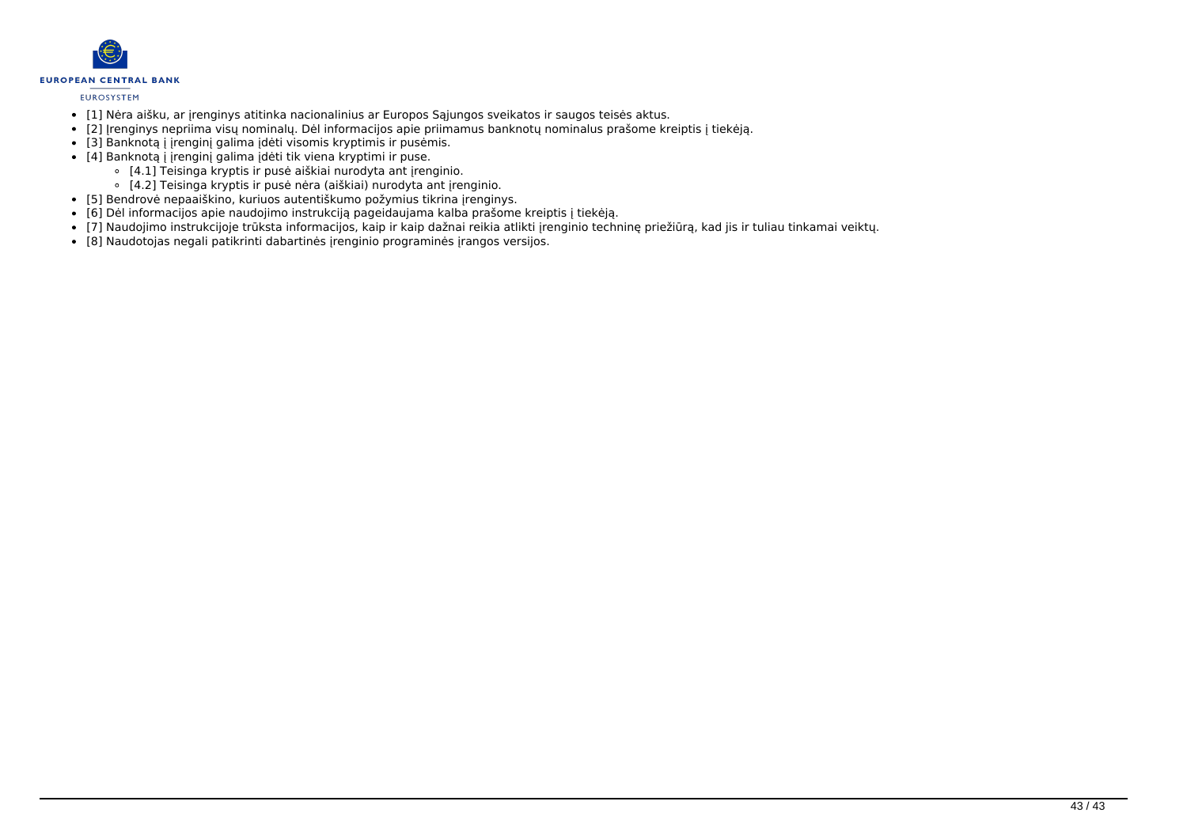- [1] Nėra aišku, ar įrenginys atitinka nacionalinius ar Europos Sąjungos sveikatos ir saugos teisės aktus.
- [2] Įrenginys nepriima visų nominalų. Dėl informacijos apie priimamus banknotų nominalus prašome kreiptis į tiekėją.
- [3] Banknotą į įrenginį galima įdėti visomis kryptimis ir pusėmis.
- [4] Banknotą į įrenginį galima įdėti tik viena kryptimi ir puse.
  - [4.1] Teisinga kryptis ir pusė aiškiai nurodyta ant įrenginio.
  - [4.2] Teisinga kryptis ir pusė nėra (aiškiai) nurodyta ant įrenginio.
- [5] Bendrovė nepaaiškino, kuriuos autentiškumo požymius tikrina įrenginys.
- [6] Dėl informacijos apie naudojimo instrukciją pageidaujama kalba prašome kreiptis į tiekėją.
- [7] Naudojimo instrukcijoje trūksta informacijos, kaip ir kaip dažnai reikia atlikti įrenginio techninę priežiūrą, kad jis ir tuliau tinkamai veiktų.
- [8] Naudotojas negali patikrinti dabartinės įrenginio programinės įrangos versijos.